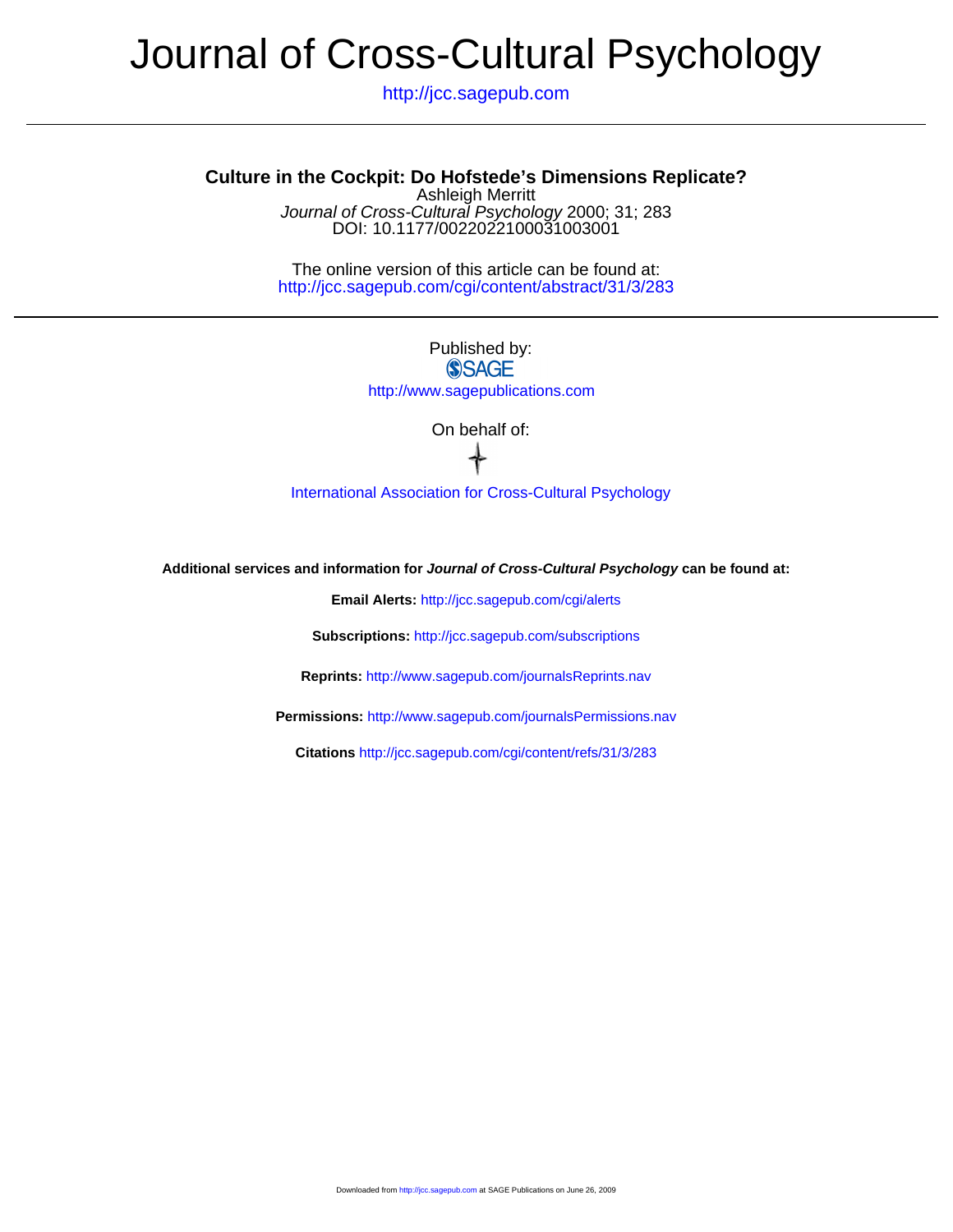# Journal of Cross-Cultural Psychology

http://jcc.sagepub.com

## Culture in the Cockpit: Do Hofstede's Dimensions Replicate?

Ashleigh Merritt

*Journal of Cross-Cultural Psychology* 2000; 31; 283

DOI: 10.1177/0022022100031003001

The online version of this article can be found at:
http://jcc.sagepub.com/cgi/content/abstract/31/3/283

---

Published by:

SAGE

http://www.sagepublications.com

On behalf of:

International Association for Cross-Cultural Psychology

**Additional services and information for *Journal of Cross-Cultural Psychology* can be found at:**

**Email Alerts:** http://jcc.sagepub.com/cgi/alerts

**Subscriptions:** http://jcc.sagepub.com/subscriptions

**Reprints:** http://www.sagepub.com/journalsReprints.nav

**Permissions:** http://www.sagepub.com/journalsPermissions.nav

**Citations** http://jcc.sagepub.com/cgi/content/refs/31/3/283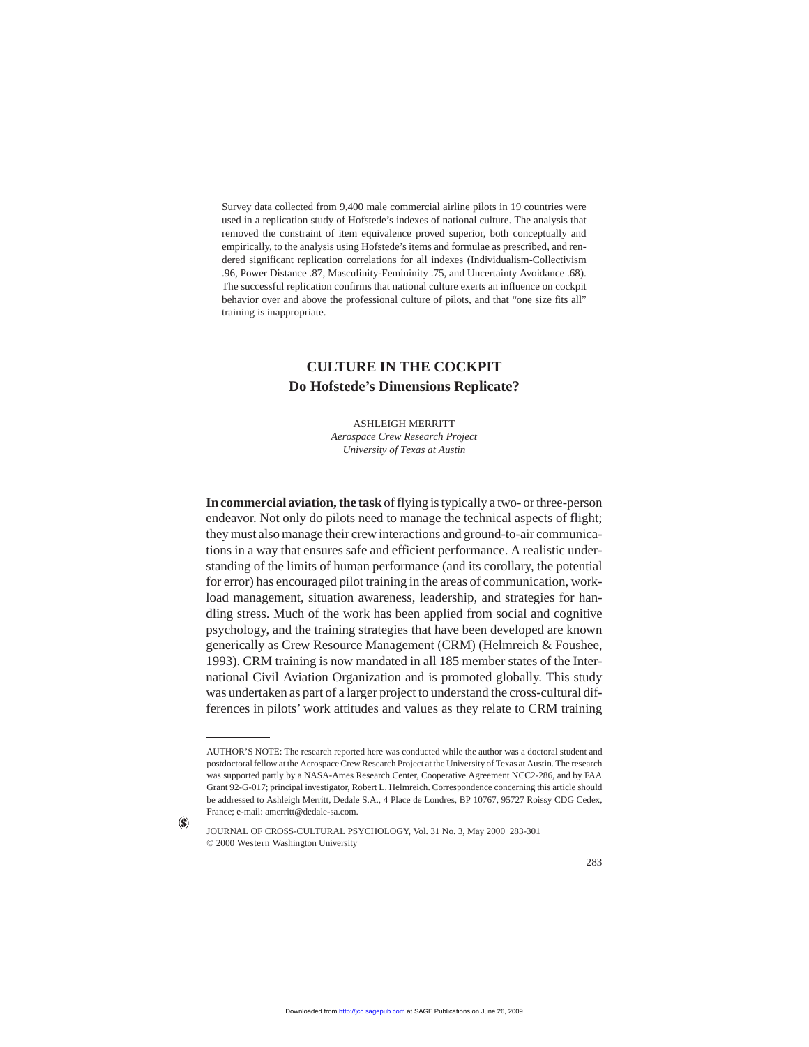Survey data collected from 9,400 male commercial airline pilots in 19 countries were used in a replication study of Hofstede's indexes of national culture. The analysis that removed the constraint of item equivalence proved superior, both conceptually and empirically, to the analysis using Hofstede's items and formulae as prescribed, and rendered significant replication correlations for all indexes (Individualism-Collectivism .96, Power Distance .87, Masculinity-Femininity .75, and Uncertainty Avoidance .68). The successful replication confirms that national culture exerts an influence on cockpit behavior over and above the professional culture of pilots, and that "one size fits all" training is inappropriate.

# CULTURE IN THE COCKPIT
## Do Hofstede's Dimensions Replicate?

ASHLEIGH MERRITT
*Aerospace Crew Research Project*
*University of Texas at Austin*

**In commercial aviation, the task** of flying is typically a two- or three-person endeavor. Not only do pilots need to manage the technical aspects of flight; they must also manage their crew interactions and ground-to-air communications in a way that ensures safe and efficient performance. A realistic understanding of the limits of human performance (and its corollary, the potential for error) has encouraged pilot training in the areas of communication, workload management, situation awareness, leadership, and strategies for handling stress. Much of the work has been applied from social and cognitive psychology, and the training strategies that have been developed are known generically as Crew Resource Management (CRM) (Helmreich & Foushee, 1993). CRM training is now mandated in all 185 member states of the International Civil Aviation Organization and is promoted globally. This study was undertaken as part of a larger project to understand the cross-cultural differences in pilots' work attitudes and values as they relate to CRM training

AUTHOR'S NOTE: The research reported here was conducted while the author was a doctoral student and postdoctoral fellow at the Aerospace Crew Research Project at the University of Texas at Austin. The research was supported partly by a NASA-Ames Research Center, Cooperative Agreement NCC2-286, and by FAA Grant 92-G-017; principal investigator, Robert L. Helmreich. Correspondence concerning this article should be addressed to Ashleigh Merritt, Dedale S.A., 4 Place de Londres, BP 10767, 95727 Roissy CDG Cedex, France; e-mail: amerritt@dedale-sa.com.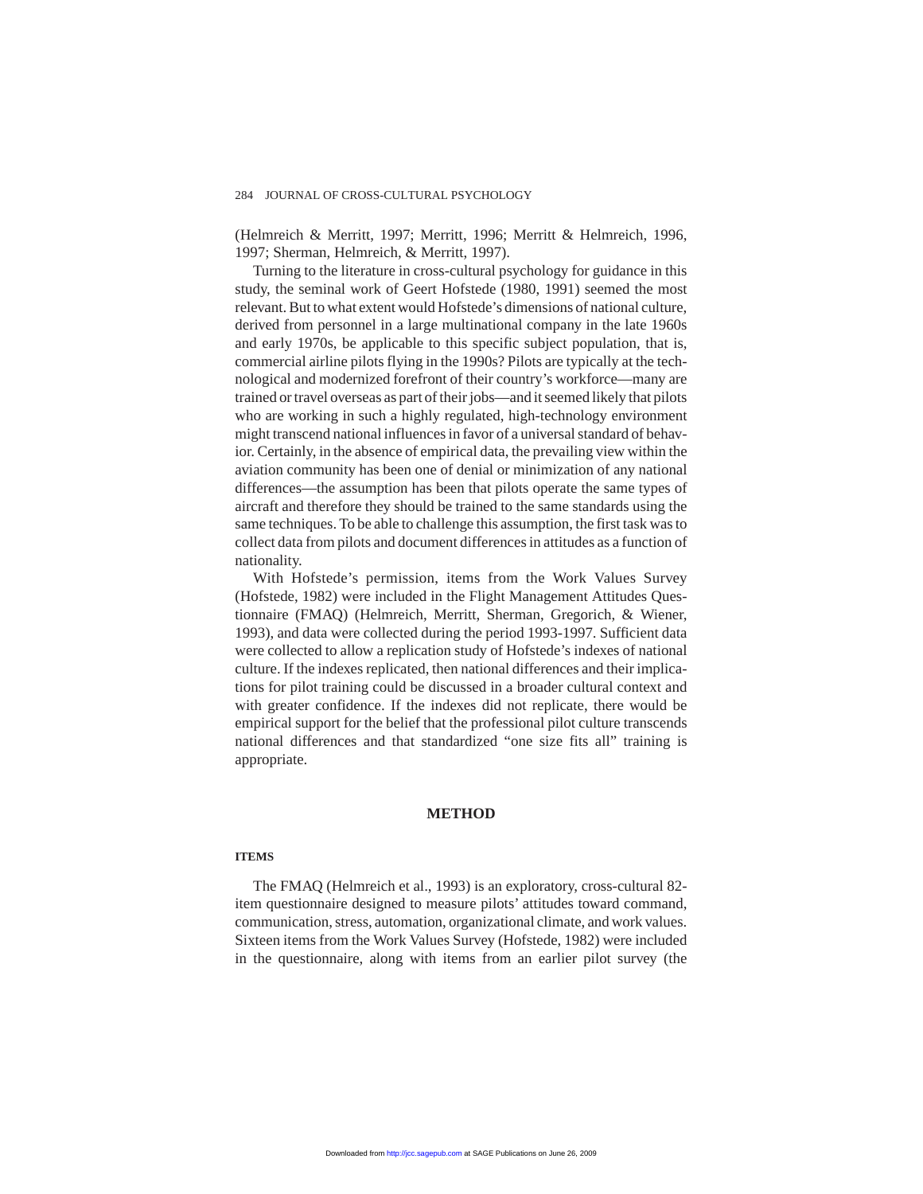(Helmreich & Merritt, 1997; Merritt, 1996; Merritt & Helmreich, 1996, 1997; Sherman, Helmreich, & Merritt, 1997).

Turning to the literature in cross-cultural psychology for guidance in this study, the seminal work of Geert Hofstede (1980, 1991) seemed the most relevant. But to what extent would Hofstede's dimensions of national culture, derived from personnel in a large multinational company in the late 1960s and early 1970s, be applicable to this specific subject population, that is, commercial airline pilots flying in the 1990s? Pilots are typically at the technological and modernized forefront of their country's workforce—many are trained or travel overseas as part of their jobs—and it seemed likely that pilots who are working in such a highly regulated, high-technology environment might transcend national influences in favor of a universal standard of behavior. Certainly, in the absence of empirical data, the prevailing view within the aviation community has been one of denial or minimization of any national differences—the assumption has been that pilots operate the same types of aircraft and therefore they should be trained to the same standards using the same techniques. To be able to challenge this assumption, the first task was to collect data from pilots and document differences in attitudes as a function of nationality.

With Hofstede's permission, items from the Work Values Survey (Hofstede, 1982) were included in the Flight Management Attitudes Questionnaire (FMAQ) (Helmreich, Merritt, Sherman, Gregorich, & Wiener, 1993), and data were collected during the period 1993-1997. Sufficient data were collected to allow a replication study of Hofstede's indexes of national culture. If the indexes replicated, then national differences and their implications for pilot training could be discussed in a broader cultural context and with greater confidence. If the indexes did not replicate, there would be empirical support for the belief that the professional pilot culture transcends national differences and that standardized "one size fits all" training is appropriate.

## METHOD

### ITEMS

The FMAQ (Helmreich et al., 1993) is an exploratory, cross-cultural 82-item questionnaire designed to measure pilots' attitudes toward command, communication, stress, automation, organizational climate, and work values. Sixteen items from the Work Values Survey (Hofstede, 1982) were included in the questionnaire, along with items from an earlier pilot survey (the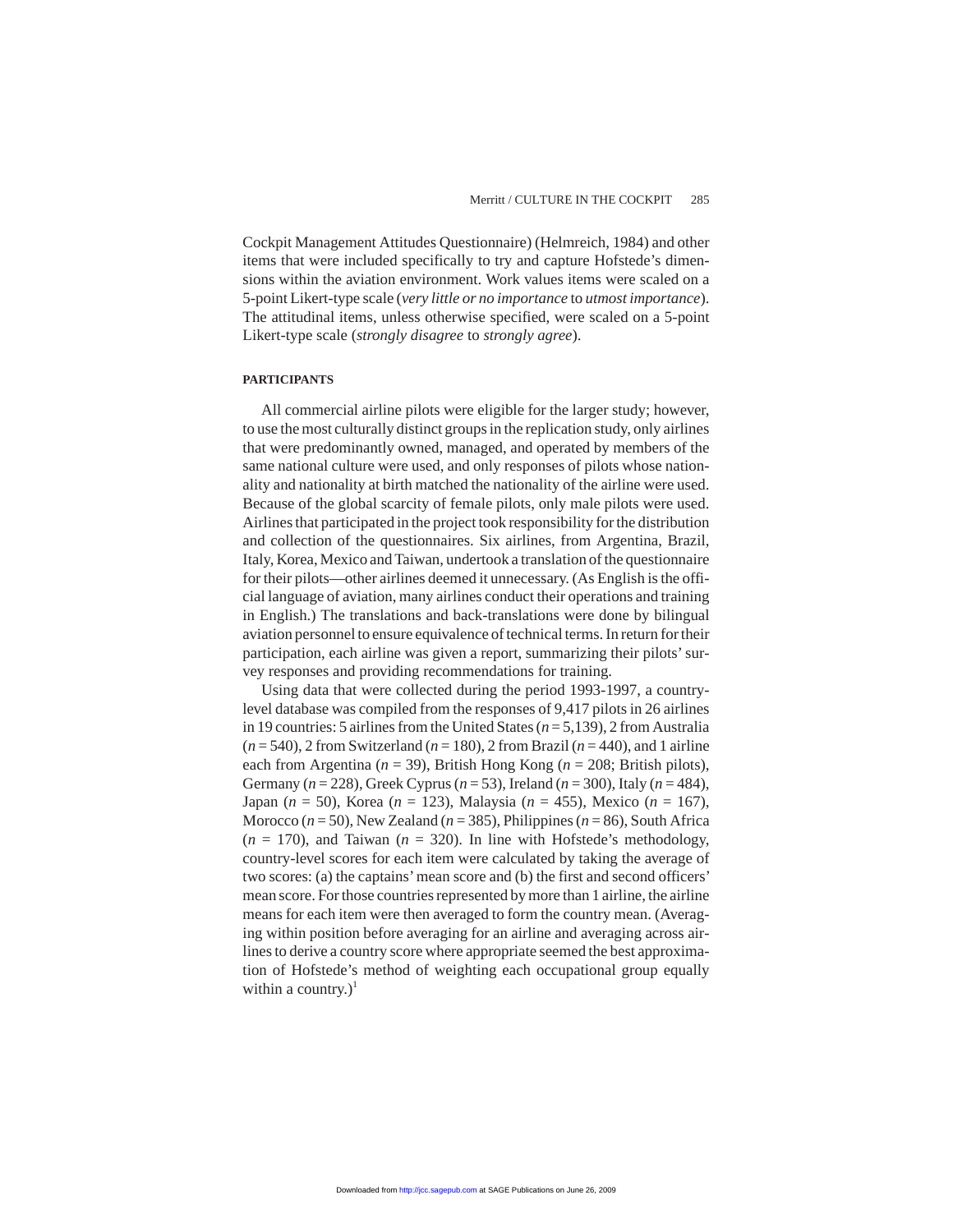Cockpit Management Attitudes Questionnaire) (Helmreich, 1984) and other items that were included specifically to try and capture Hofstede's dimensions within the aviation environment. Work values items were scaled on a 5-point Likert-type scale (*very little or no importance* to *utmost importance*). The attitudinal items, unless otherwise specified, were scaled on a 5-point Likert-type scale (*strongly disagree* to *strongly agree*).

### PARTICIPANTS

All commercial airline pilots were eligible for the larger study; however, to use the most culturally distinct groups in the replication study, only airlines that were predominantly owned, managed, and operated by members of the same national culture were used, and only responses of pilots whose nationality and nationality at birth matched the nationality of the airline were used. Because of the global scarcity of female pilots, only male pilots were used. Airlines that participated in the project took responsibility for the distribution and collection of the questionnaires. Six airlines, from Argentina, Brazil, Italy, Korea, Mexico and Taiwan, undertook a translation of the questionnaire for their pilots—other airlines deemed it unnecessary. (As English is the official language of aviation, many airlines conduct their operations and training in English.) The translations and back-translations were done by bilingual aviation personnel to ensure equivalence of technical terms. In return for their participation, each airline was given a report, summarizing their pilots' survey responses and providing recommendations for training.

Using data that were collected during the period 1993-1997, a country-level database was compiled from the responses of 9,417 pilots in 26 airlines in 19 countries: 5 airlines from the United States ($n$ = 5,139), 2 from Australia ($n$ = 540), 2 from Switzerland ($n$ = 180), 2 from Brazil ($n$ = 440), and 1 airline each from Argentina ($n$ = 39), British Hong Kong ($n$ = 208; British pilots), Germany ($n$ = 228), Greek Cyprus ($n$ = 53), Ireland ($n$ = 300), Italy ($n$ = 484), Japan ($n$ = 50), Korea ($n$ = 123), Malaysia ($n$ = 455), Mexico ($n$ = 167), Morocco ($n$ = 50), New Zealand ($n$ = 385), Philippines ($n$ = 86), South Africa ($n$ = 170), and Taiwan ($n$ = 320). In line with Hofstede's methodology, country-level scores for each item were calculated by taking the average of two scores: (a) the captains' mean score and (b) the first and second officers' mean score. For those countries represented by more than 1 airline, the airline means for each item were then averaged to form the country mean. (Averaging within position before averaging for an airline and averaging across airlines to derive a country score where appropriate seemed the best approximation of Hofstede's method of weighting each occupational group equally within a country.)[1]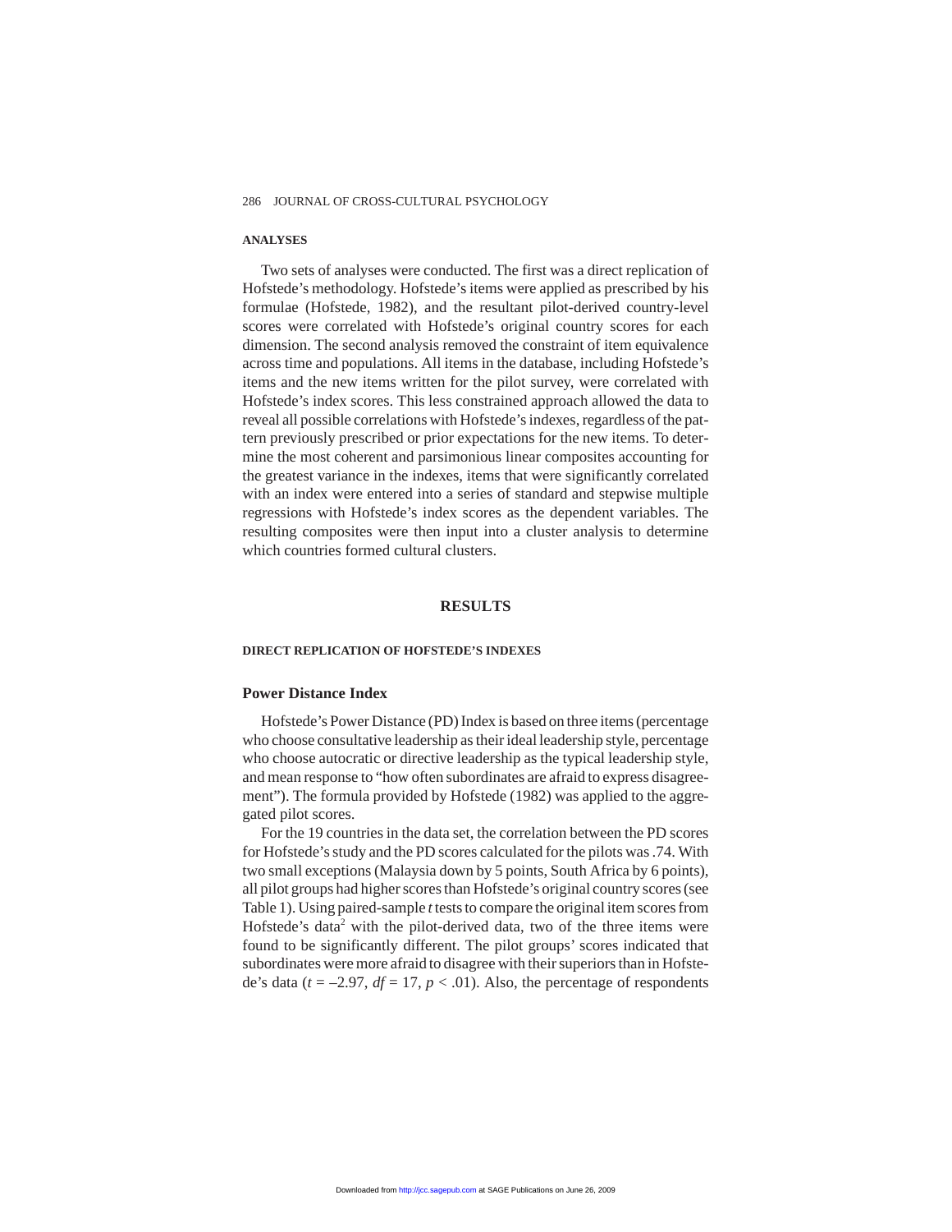## ANALYSES

Two sets of analyses were conducted. The first was a direct replication of Hofstede's methodology. Hofstede's items were applied as prescribed by his formulae (Hofstede, 1982), and the resultant pilot-derived country-level scores were correlated with Hofstede's original country scores for each dimension. The second analysis removed the constraint of item equivalence across time and populations. All items in the database, including Hofstede's items and the new items written for the pilot survey, were correlated with Hofstede's index scores. This less constrained approach allowed the data to reveal all possible correlations with Hofstede's indexes, regardless of the pattern previously prescribed or prior expectations for the new items. To determine the most coherent and parsimonious linear composites accounting for the greatest variance in the indexes, items that were significantly correlated with an index were entered into a series of standard and stepwise multiple regressions with Hofstede's index scores as the dependent variables. The resulting composites were then input into a cluster analysis to determine which countries formed cultural clusters.

# RESULTS

## DIRECT REPLICATION OF HOFSTEDE'S INDEXES

### Power Distance Index

Hofstede's Power Distance (PD) Index is based on three items (percentage who choose consultative leadership as their ideal leadership style, percentage who choose autocratic or directive leadership as the typical leadership style, and mean response to "how often subordinates are afraid to express disagreement"). The formula provided by Hofstede (1982) was applied to the aggregated pilot scores.

For the 19 countries in the data set, the correlation between the PD scores for Hofstede's study and the PD scores calculated for the pilots was .74. With two small exceptions (Malaysia down by 5 points, South Africa by 6 points), all pilot groups had higher scores than Hofstede's original country scores (see Table 1). Using paired-sample *t* tests to compare the original item scores from Hofstede's data[2] with the pilot-derived data, two of the three items were found to be significantly different. The pilot groups' scores indicated that subordinates were more afraid to disagree with their superiors than in Hofstede's data ($t = -2.97$, $df = 17$, $p < .01$). Also, the percentage of respondents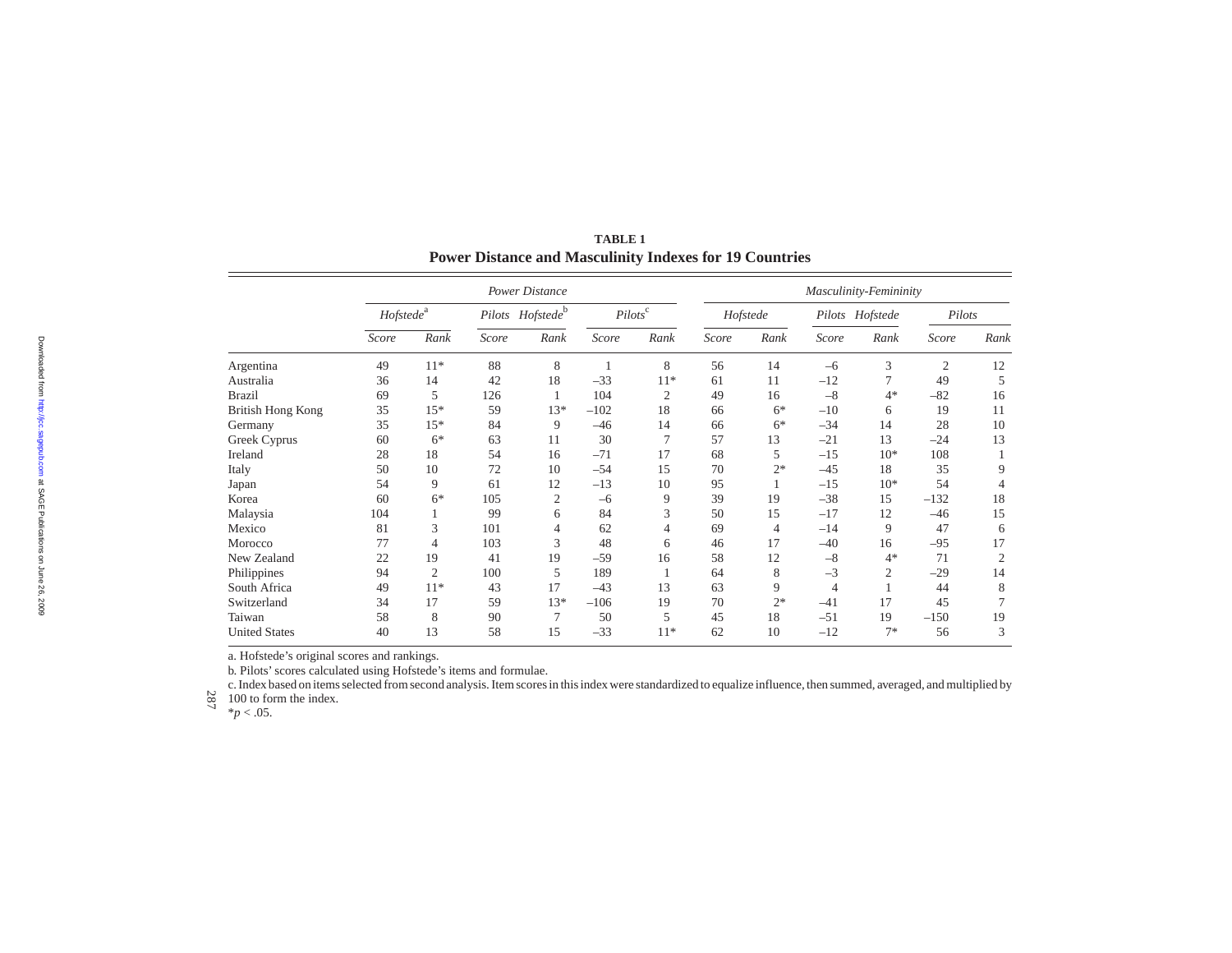**TABLE 1**
**Power Distance and Masculinity Indexes for 19 Countries**

| | Power Distance | | | | | | Masculinity-Femininity | | | | | |
|---|---|---|---|---|---|---|---|---|---|---|---|---|
| | Hofstede[a] | | Pilots Hofstede[b] | | Pilots[c] | | Hofstede | | Pilots Hofstede | | Pilots | |
| | *Score* | *Rank* | *Score* | *Rank* | *Score* | *Rank* | *Score* | *Rank* | *Score* | *Rank* | *Score* | *Rank* |
| Argentina | 49 | 11* | 88 | 8 | 1 | 8 | 56 | 14 | –6 | 3 | 2 | 12 |
| Australia | 36 | 14 | 42 | 18 | –33 | 11* | 61 | 11 | –12 | 7 | 49 | 5 |
| Brazil | 69 | 5 | 126 | 1 | 104 | 2 | 49 | 16 | –8 | 4* | –82 | 16 |
| British Hong Kong | 35 | 15* | 59 | 13* | –102 | 18 | 66 | 6* | –10 | 6 | 19 | 11 |
| Germany | 35 | 15* | 84 | 9 | –46 | 14 | 66 | 6* | –34 | 14 | 28 | 10 |
| Greek Cyprus | 60 | 6* | 63 | 11 | 30 | 7 | 57 | 13 | –21 | 13 | –24 | 13 |
| Ireland | 28 | 18 | 54 | 16 | –71 | 17 | 68 | 5 | –15 | 10* | 108 | 1 |
| Italy | 50 | 10 | 72 | 10 | –54 | 15 | 70 | 2* | –45 | 18 | 35 | 9 |
| Japan | 54 | 9 | 61 | 12 | –13 | 10 | 95 | 1 | –15 | 10* | 54 | 4 |
| Korea | 60 | 6* | 105 | 2 | –6 | 9 | 39 | 19 | –38 | 15 | –132 | 18 |
| Malaysia | 104 | 1 | 99 | 6 | 84 | 3 | 50 | 15 | –17 | 12 | –46 | 15 |
| Mexico | 81 | 3 | 101 | 4 | 62 | 4 | 69 | 4 | –14 | 9 | 47 | 6 |
| Morocco | 77 | 4 | 103 | 3 | 48 | 6 | 46 | 17 | –40 | 16 | –95 | 17 |
| New Zealand | 22 | 19 | 41 | 19 | –59 | 16 | 58 | 12 | –8 | 4* | 71 | 2 |
| Philippines | 94 | 2 | 100 | 5 | 189 | 1 | 64 | 8 | –3 | 2 | –29 | 14 |
| South Africa | 49 | 11* | 43 | 17 | –43 | 13 | 63 | 9 | 4 | 1 | 44 | 8 |
| Switzerland | 34 | 17 | 59 | 13* | –106 | 19 | 70 | 2* | –41 | 17 | 45 | 7 |
| Taiwan | 58 | 8 | 90 | 7 | 50 | 5 | 45 | 18 | –51 | 19 | –150 | 19 |
| United States | 40 | 13 | 58 | 15 | –33 | 11* | 62 | 10 | –12 | 7* | 56 | 3 |

a. Hofstede's original scores and rankings.
b. Pilots' scores calculated using Hofstede's items and formulae.
c. Index based on items selected from second analysis. Item scores in this index were standardized to equalize influence, then summed, averaged, and multiplied by 100 to form the index.
*$p < .05$.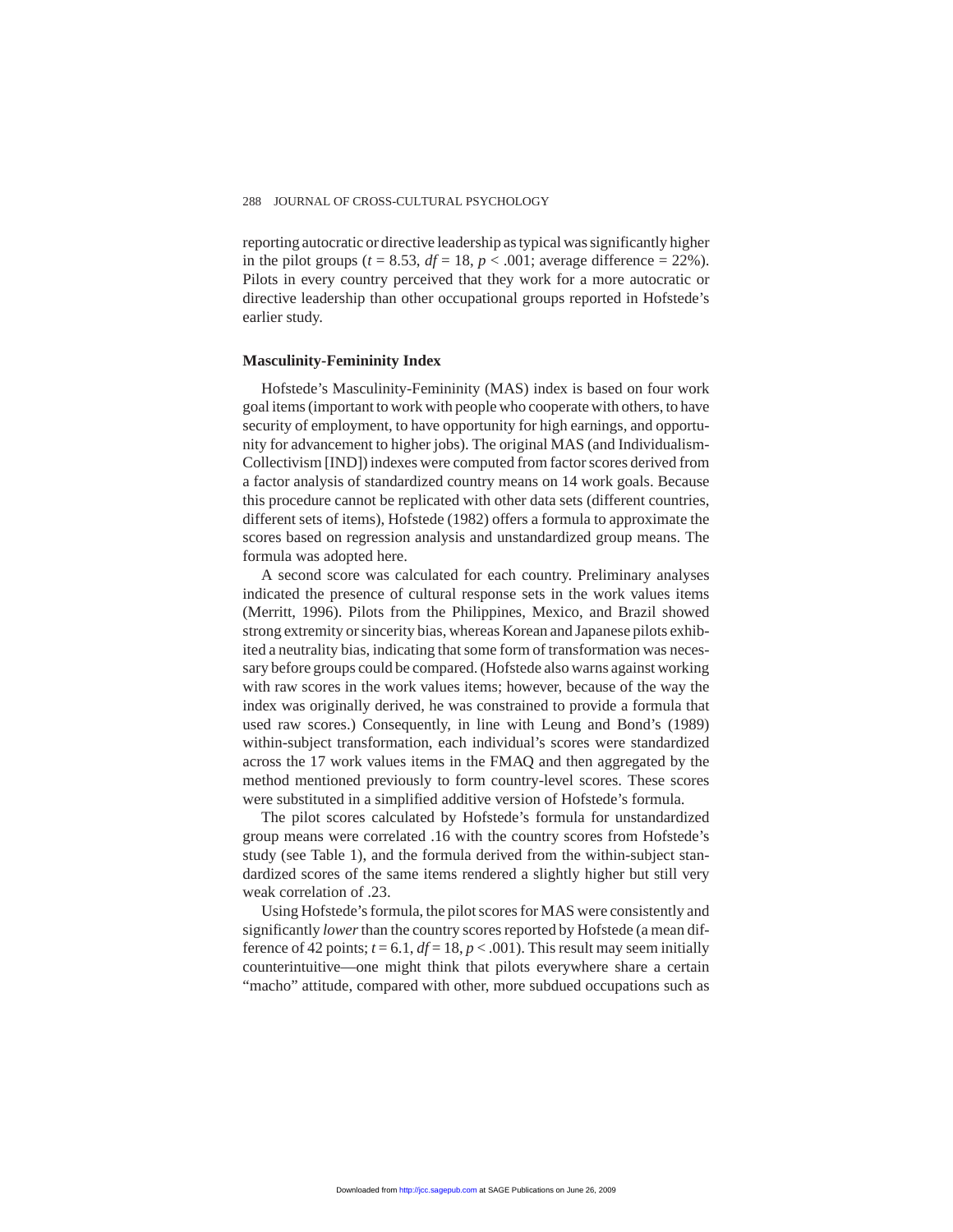reporting autocratic or directive leadership as typical was significantly higher in the pilot groups ($t = 8.53$, $df = 18$, $p < .001$; average difference = 22%). Pilots in every country perceived that they work for a more autocratic or directive leadership than other occupational groups reported in Hofstede's earlier study.

### Masculinity-Femininity Index

Hofstede's Masculinity-Femininity (MAS) index is based on four work goal items (important to work with people who cooperate with others, to have security of employment, to have opportunity for high earnings, and opportunity for advancement to higher jobs). The original MAS (and Individualism-Collectivism [IND]) indexes were computed from factor scores derived from a factor analysis of standardized country means on 14 work goals. Because this procedure cannot be replicated with other data sets (different countries, different sets of items), Hofstede (1982) offers a formula to approximate the scores based on regression analysis and unstandardized group means. The formula was adopted here.

A second score was calculated for each country. Preliminary analyses indicated the presence of cultural response sets in the work values items (Merritt, 1996). Pilots from the Philippines, Mexico, and Brazil showed strong extremity or sincerity bias, whereas Korean and Japanese pilots exhibited a neutrality bias, indicating that some form of transformation was necessary before groups could be compared. (Hofstede also warns against working with raw scores in the work values items; however, because of the way the index was originally derived, he was constrained to provide a formula that used raw scores.) Consequently, in line with Leung and Bond's (1989) within-subject transformation, each individual's scores were standardized across the 17 work values items in the FMAQ and then aggregated by the method mentioned previously to form country-level scores. These scores were substituted in a simplified additive version of Hofstede's formula.

The pilot scores calculated by Hofstede's formula for unstandardized group means were correlated .16 with the country scores from Hofstede's study (see Table 1), and the formula derived from the within-subject standardized scores of the same items rendered a slightly higher but still very weak correlation of .23.

Using Hofstede's formula, the pilot scores for MAS were consistently and significantly *lower* than the country scores reported by Hofstede (a mean difference of 42 points; $t = 6.1$, $df = 18$, $p < .001$). This result may seem initially counterintuitive—one might think that pilots everywhere share a certain "macho" attitude, compared with other, more subdued occupations such as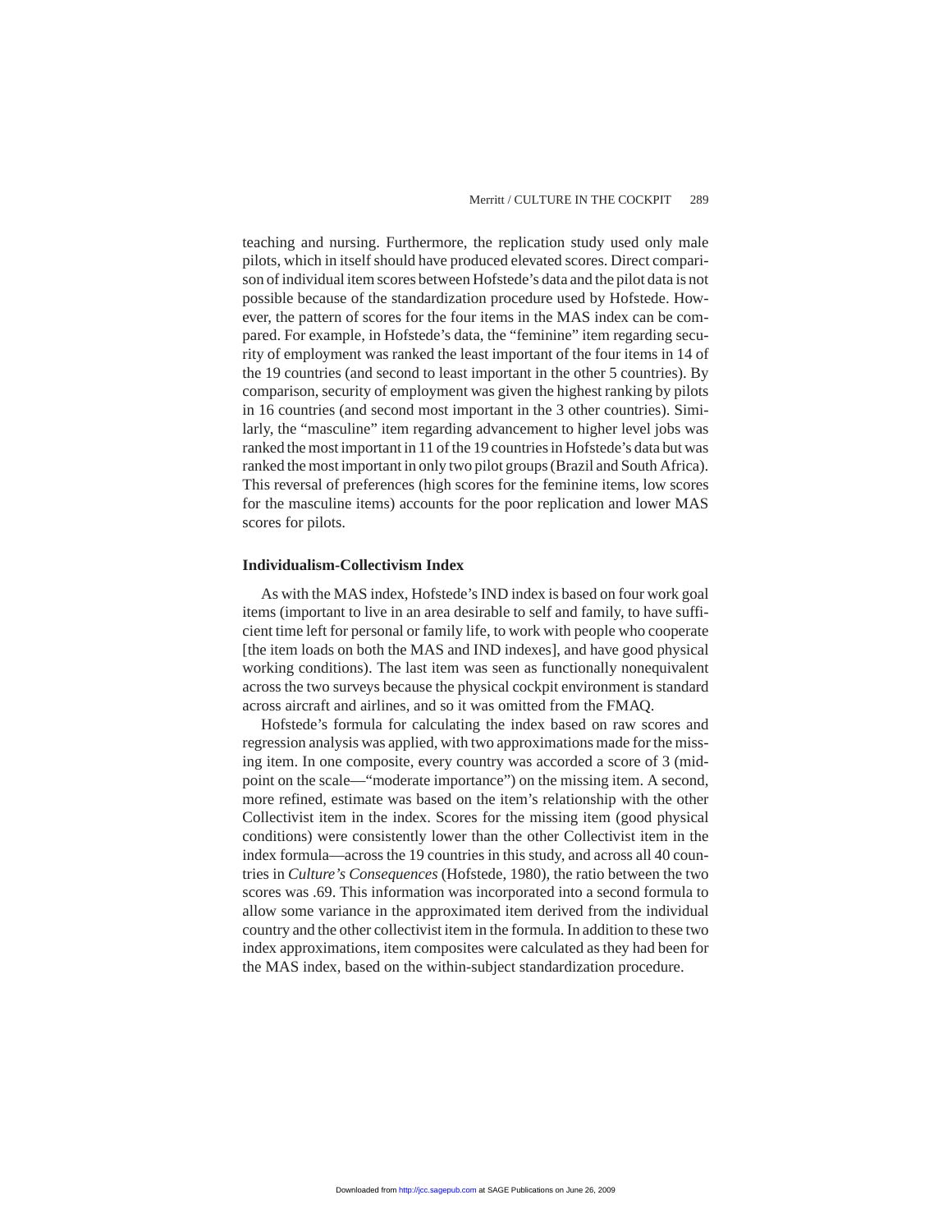teaching and nursing. Furthermore, the replication study used only male pilots, which in itself should have produced elevated scores. Direct comparison of individual item scores between Hofstede's data and the pilot data is not possible because of the standardization procedure used by Hofstede. However, the pattern of scores for the four items in the MAS index can be compared. For example, in Hofstede's data, the "feminine" item regarding security of employment was ranked the least important of the four items in 14 of the 19 countries (and second to least important in the other 5 countries). By comparison, security of employment was given the highest ranking by pilots in 16 countries (and second most important in the 3 other countries). Similarly, the "masculine" item regarding advancement to higher level jobs was ranked the most important in 11 of the 19 countries in Hofstede's data but was ranked the most important in only two pilot groups (Brazil and South Africa). This reversal of preferences (high scores for the feminine items, low scores for the masculine items) accounts for the poor replication and lower MAS scores for pilots.

### Individualism-Collectivism Index

As with the MAS index, Hofstede's IND index is based on four work goal items (important to live in an area desirable to self and family, to have sufficient time left for personal or family life, to work with people who cooperate [the item loads on both the MAS and IND indexes], and have good physical working conditions). The last item was seen as functionally nonequivalent across the two surveys because the physical cockpit environment is standard across aircraft and airlines, and so it was omitted from the FMAQ.

Hofstede's formula for calculating the index based on raw scores and regression analysis was applied, with two approximations made for the missing item. In one composite, every country was accorded a score of 3 (midpoint on the scale—"moderate importance") on the missing item. A second, more refined, estimate was based on the item's relationship with the other Collectivist item in the index. Scores for the missing item (good physical conditions) were consistently lower than the other Collectivist item in the index formula—across the 19 countries in this study, and across all 40 countries in *Culture's Consequences* (Hofstede, 1980), the ratio between the two scores was .69. This information was incorporated into a second formula to allow some variance in the approximated item derived from the individual country and the other collectivist item in the formula. In addition to these two index approximations, item composites were calculated as they had been for the MAS index, based on the within-subject standardization procedure.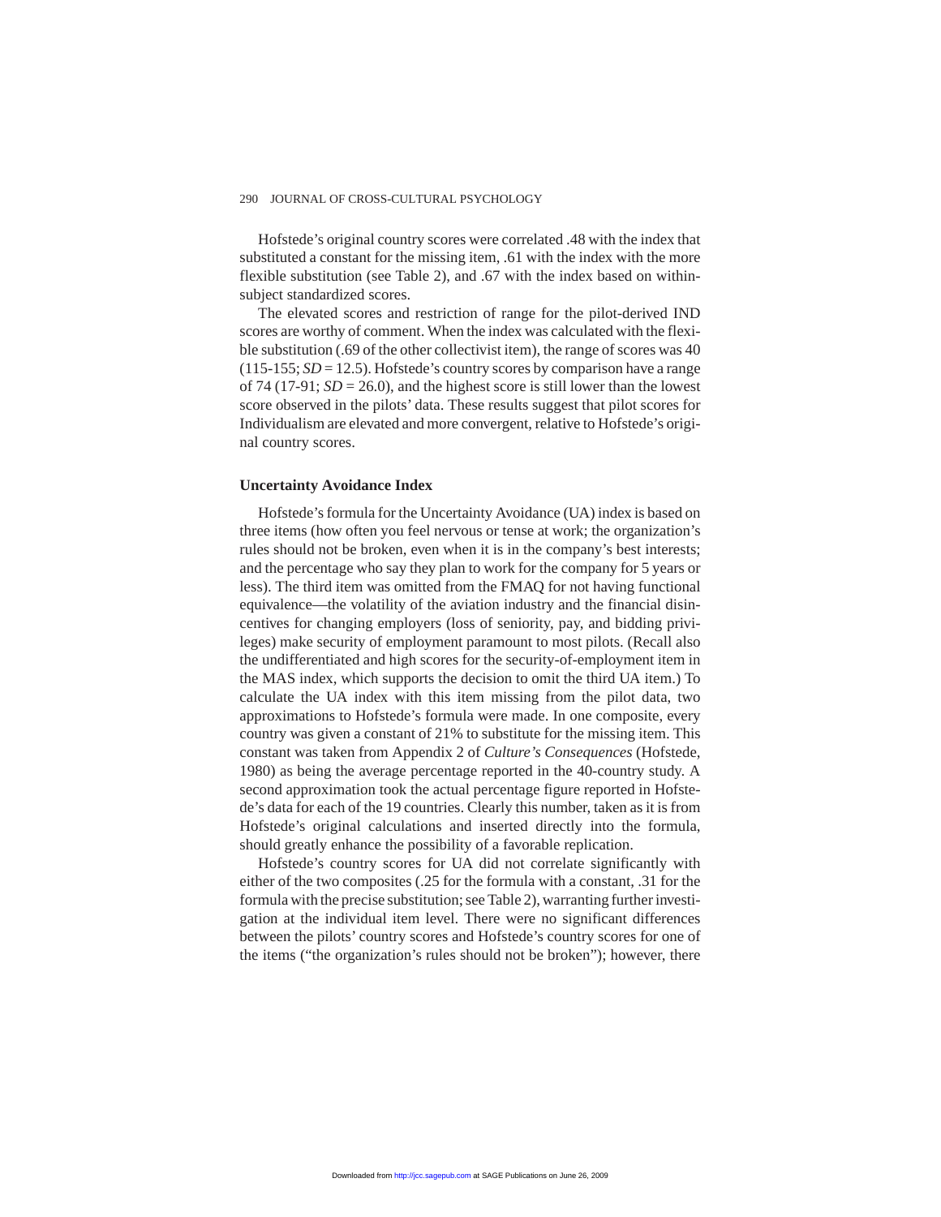Hofstede's original country scores were correlated .48 with the index that substituted a constant for the missing item, .61 with the index with the more flexible substitution (see Table 2), and .67 with the index based on within-subject standardized scores.

The elevated scores and restriction of range for the pilot-derived IND scores are worthy of comment. When the index was calculated with the flexible substitution (.69 of the other collectivist item), the range of scores was 40 (115-155; *SD* = 12.5). Hofstede's country scores by comparison have a range of 74 (17-91; *SD* = 26.0), and the highest score is still lower than the lowest score observed in the pilots' data. These results suggest that pilot scores for Individualism are elevated and more convergent, relative to Hofstede's original country scores.

### Uncertainty Avoidance Index

Hofstede's formula for the Uncertainty Avoidance (UA) index is based on three items (how often you feel nervous or tense at work; the organization's rules should not be broken, even when it is in the company's best interests; and the percentage who say they plan to work for the company for 5 years or less). The third item was omitted from the FMAQ for not having functional equivalence—the volatility of the aviation industry and the financial disincentives for changing employers (loss of seniority, pay, and bidding privileges) make security of employment paramount to most pilots. (Recall also the undifferentiated and high scores for the security-of-employment item in the MAS index, which supports the decision to omit the third UA item.) To calculate the UA index with this item missing from the pilot data, two approximations to Hofstede's formula were made. In one composite, every country was given a constant of 21% to substitute for the missing item. This constant was taken from Appendix 2 of *Culture's Consequences* (Hofstede, 1980) as being the average percentage reported in the 40-country study. A second approximation took the actual percentage figure reported in Hofstede's data for each of the 19 countries. Clearly this number, taken as it is from Hofstede's original calculations and inserted directly into the formula, should greatly enhance the possibility of a favorable replication.

Hofstede's country scores for UA did not correlate significantly with either of the two composites (.25 for the formula with a constant, .31 for the formula with the precise substitution; see Table 2), warranting further investigation at the individual item level. There were no significant differences between the pilots' country scores and Hofstede's country scores for one of the items ("the organization's rules should not be broken"); however, there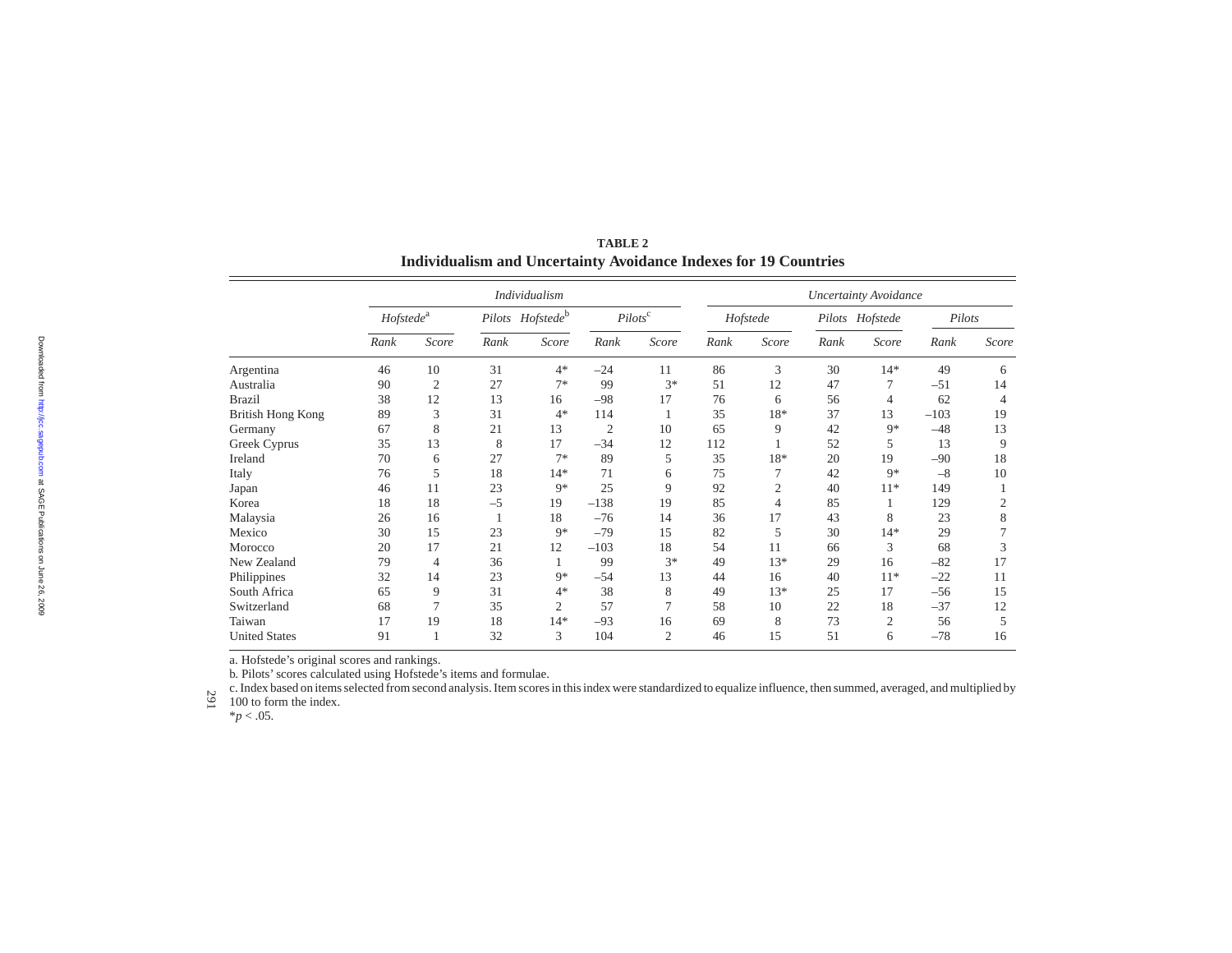**TABLE 2**
**Individualism and Uncertainty Avoidance Indexes for 19 Countries**

| | *Individualism* | | | | | | *Uncertainty Avoidance* | | | | | |
|---|---|---|---|---|---|---|---|---|---|---|---|---|
| | *Hofstede*[a] | | *Pilots Hofstede*[b] | | *Pilots*[c] | | *Hofstede* | | *Pilots Hofstede* | | *Pilots* | |
| | *Rank* | *Score* | *Rank* | *Score* | *Rank* | *Score* | *Rank* | *Score* | *Rank* | *Score* | *Rank* | *Score* |
| Argentina | 46 | 10 | 31 | 4* | –24 | 11 | 86 | 3 | 30 | 14* | 49 | 6 |
| Australia | 90 | 2 | 27 | 7* | 99 | 3* | 51 | 12 | 47 | 7 | –51 | 14 |
| Brazil | 38 | 12 | 13 | 16 | –98 | 17 | 76 | 6 | 56 | 4 | 62 | 4 |
| British Hong Kong | 89 | 3 | 31 | 4* | 114 | 1 | 35 | 18* | 37 | 13 | –103 | 19 |
| Germany | 67 | 8 | 21 | 13 | 2 | 10 | 65 | 9 | 42 | 9* | –48 | 13 |
| Greek Cyprus | 35 | 13 | 8 | 17 | –34 | 12 | 112 | 1 | 52 | 5 | 13 | 9 |
| Ireland | 70 | 6 | 27 | 7* | 89 | 5 | 35 | 18* | 20 | 19 | –90 | 18 |
| Italy | 76 | 5 | 18 | 14* | 71 | 6 | 75 | 7 | 42 | 9* | –8 | 10 |
| Japan | 46 | 11 | 23 | 9* | 25 | 9 | 92 | 2 | 40 | 11* | 149 | 1 |
| Korea | 18 | 18 | –5 | 19 | –138 | 19 | 85 | 4 | 85 | 1 | 129 | 2 |
| Malaysia | 26 | 16 | 1 | 18 | –76 | 14 | 36 | 17 | 43 | 8 | 23 | 8 |
| Mexico | 30 | 15 | 23 | 9* | –79 | 15 | 82 | 5 | 30 | 14* | 29 | 7 |
| Morocco | 20 | 17 | 21 | 12 | –103 | 18 | 54 | 11 | 66 | 3 | 68 | 3 |
| New Zealand | 79 | 4 | 36 | 1 | 99 | 3* | 49 | 13* | 29 | 16 | –82 | 17 |
| Philippines | 32 | 14 | 23 | 9* | –54 | 13 | 44 | 16 | 40 | 11* | –22 | 11 |
| South Africa | 65 | 9 | 31 | 4* | 38 | 8 | 49 | 13* | 25 | 17 | –56 | 15 |
| Switzerland | 68 | 7 | 35 | 2 | 57 | 7 | 58 | 10 | 22 | 18 | –37 | 12 |
| Taiwan | 17 | 19 | 18 | 14* | –93 | 16 | 69 | 8 | 73 | 2 | 56 | 5 |
| United States | 91 | 1 | 32 | 3 | 104 | 2 | 46 | 15 | 51 | 6 | –78 | 16 |

a. Hofstede's original scores and rankings.
b. Pilots' scores calculated using Hofstede's items and formulae.
c. Index based on items selected from second analysis. Item scores in this index were standardized to equalize influence, then summed, averaged, and multiplied by 100 to form the index.
\*$p < .05$.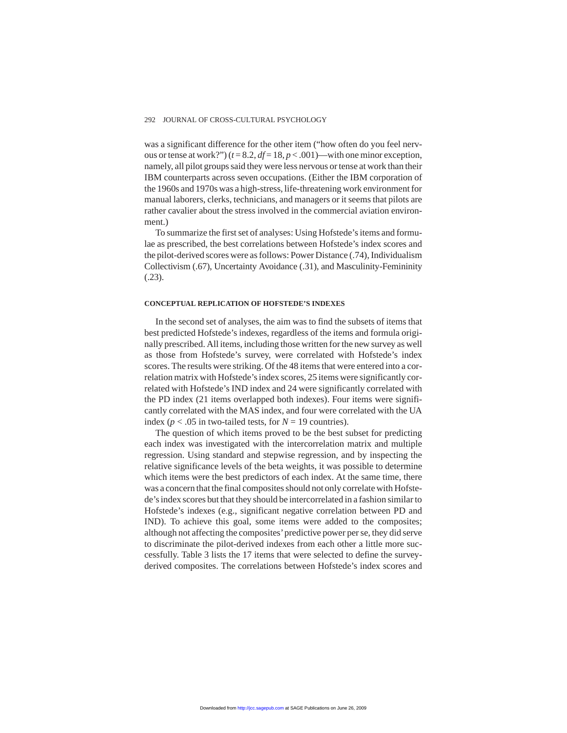was a significant difference for the other item ("how often do you feel nervous or tense at work?") ($t = 8.2$, $df = 18$, $p < .001$)—with one minor exception, namely, all pilot groups said they were less nervous or tense at work than their IBM counterparts across seven occupations. (Either the IBM corporation of the 1960s and 1970s was a high-stress, life-threatening work environment for manual laborers, clerks, technicians, and managers or it seems that pilots are rather cavalier about the stress involved in the commercial aviation environment.)

To summarize the first set of analyses: Using Hofstede's items and formulae as prescribed, the best correlations between Hofstede's index scores and the pilot-derived scores were as follows: Power Distance (.74), Individualism Collectivism (.67), Uncertainty Avoidance (.31), and Masculinity-Femininity (.23).

### CONCEPTUAL REPLICATION OF HOFSTEDE'S INDEXES

In the second set of analyses, the aim was to find the subsets of items that best predicted Hofstede's indexes, regardless of the items and formula originally prescribed. All items, including those written for the new survey as well as those from Hofstede's survey, were correlated with Hofstede's index scores. The results were striking. Of the 48 items that were entered into a correlation matrix with Hofstede's index scores, 25 items were significantly correlated with Hofstede's IND index and 24 were significantly correlated with the PD index (21 items overlapped both indexes). Four items were significantly correlated with the MAS index, and four were correlated with the UA index ($p < .05$ in two-tailed tests, for $N = 19$ countries).

The question of which items proved to be the best subset for predicting each index was investigated with the intercorrelation matrix and multiple regression. Using standard and stepwise regression, and by inspecting the relative significance levels of the beta weights, it was possible to determine which items were the best predictors of each index. At the same time, there was a concern that the final composites should not only correlate with Hofstede's index scores but that they should be intercorrelated in a fashion similar to Hofstede's indexes (e.g., significant negative correlation between PD and IND). To achieve this goal, some items were added to the composites; although not affecting the composites' predictive power per se, they did serve to discriminate the pilot-derived indexes from each other a little more successfully. Table 3 lists the 17 items that were selected to define the survey-derived composites. The correlations between Hofstede's index scores and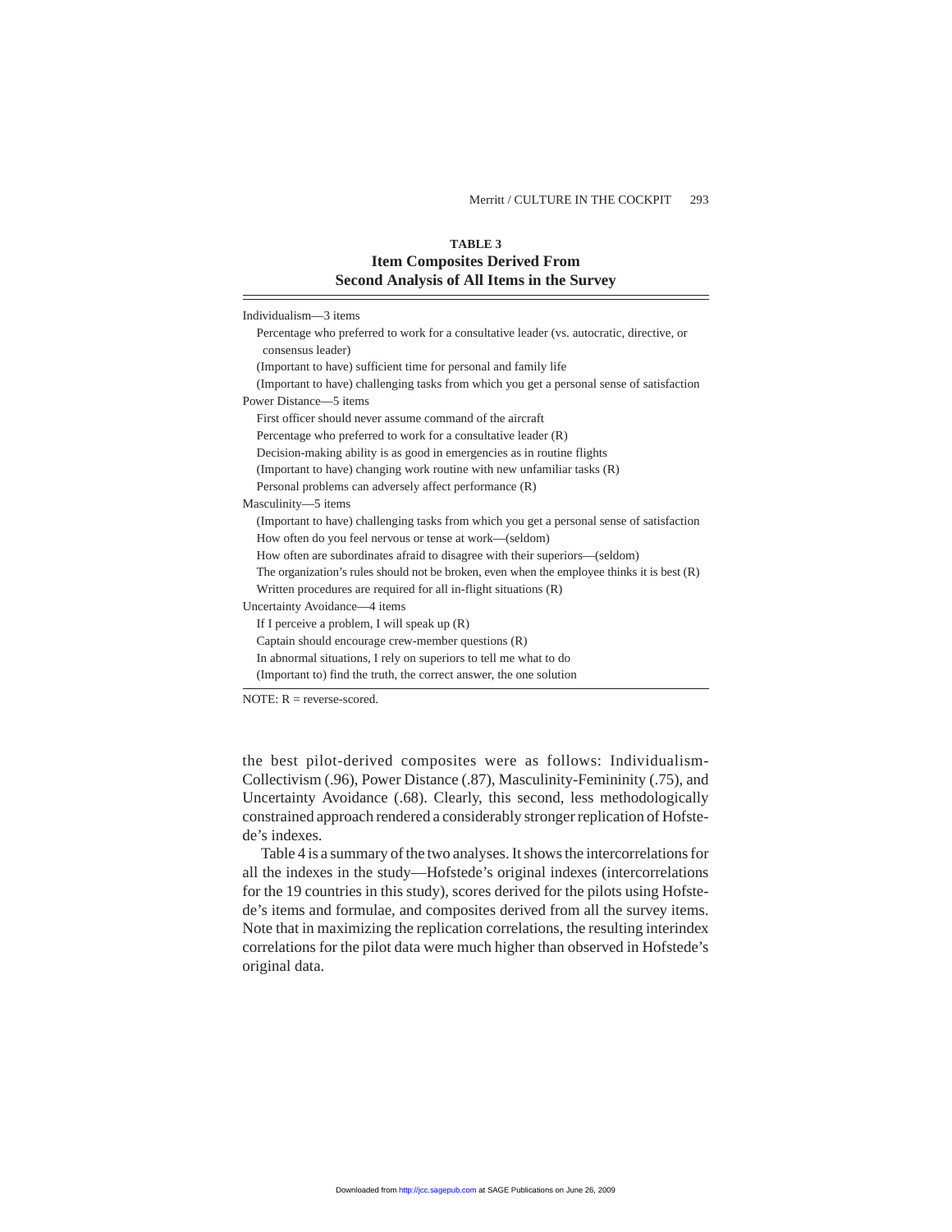**TABLE 3**
**Item Composites Derived From Second Analysis of All Items in the Survey**

| |
|---|
| Individualism—3 items |
| Percentage who preferred to work for a consultative leader (vs. autocratic, directive, or consensus leader) |
| (Important to have) sufficient time for personal and family life |
| (Important to have) challenging tasks from which you get a personal sense of satisfaction |
| Power Distance—5 items |
| First officer should never assume command of the aircraft |
| Percentage who preferred to work for a consultative leader (R) |
| Decision-making ability is as good in emergencies as in routine flights |
| (Important to have) changing work routine with new unfamiliar tasks (R) |
| Personal problems can adversely affect performance (R) |
| Masculinity—5 items |
| (Important to have) challenging tasks from which you get a personal sense of satisfaction |
| How often do you feel nervous or tense at work—(seldom) |
| How often are subordinates afraid to disagree with their superiors—(seldom) |
| The organization's rules should not be broken, even when the employee thinks it is best (R) |
| Written procedures are required for all in-flight situations (R) |
| Uncertainty Avoidance—4 items |
| If I perceive a problem, I will speak up (R) |
| Captain should encourage crew-member questions (R) |
| In abnormal situations, I rely on superiors to tell me what to do |
| (Important to) find the truth, the correct answer, the one solution |

NOTE: R = reverse-scored.

the best pilot-derived composites were as follows: Individualism-Collectivism (.96), Power Distance (.87), Masculinity-Femininity (.75), and Uncertainty Avoidance (.68). Clearly, this second, less methodologically constrained approach rendered a considerably stronger replication of Hofstede's indexes.

Table 4 is a summary of the two analyses. It shows the intercorrelations for all the indexes in the study—Hofstede's original indexes (intercorrelations for the 19 countries in this study), scores derived for the pilots using Hofstede's items and formulae, and composites derived from all the survey items. Note that in maximizing the replication correlations, the resulting interindex correlations for the pilot data were much higher than observed in Hofstede's original data.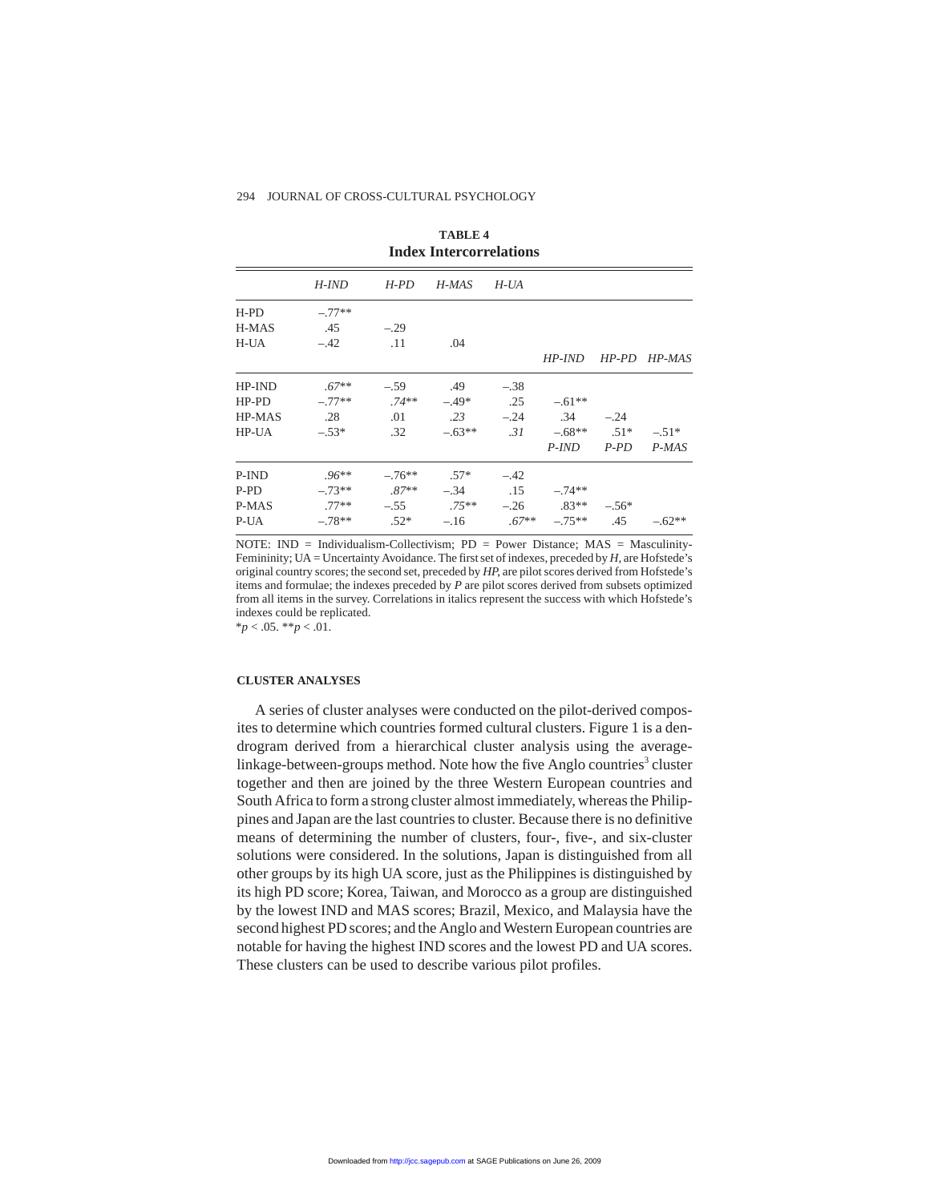**TABLE 4**
**Index Intercorrelations**

| | *H-IND* | *H-PD* | *H-MAS* | *H-UA* | | | |
|---|---|---|---|---|---|---|---|
| H-PD | –.77** | | | | | | |
| H-MAS | .45 | –.29 | | | | | |
| H-UA | –.42 | .11 | .04 | | | | |
| | | | | | *HP-IND* | *HP-PD* | *HP-MAS* |
| HP-IND | *.67*** | –.59 | .49 | –.38 | | | |
| HP-PD | –.77** | *.74*** | –.49* | .25 | –.61** | | |
| HP-MAS | .28 | .01 | *.23* | –.24 | .34 | –.24 | |
| HP-UA | –.53* | .32 | –.63** | *.31* | –.68** | .51* | –.51* |
| | | | | | *P-IND* | *P-PD* | *P-MAS* |
| P-IND | *.96*** | –.76** | .57* | –.42 | | | |
| P-PD | –.73** | *.87*** | –.34 | .15 | –.74** | | |
| P-MAS | .77** | –.55 | *.75*** | –.26 | .83** | –.56* | |
| P-UA | –.78** | .52* | –.16 | *.67*** | –.75** | .45 | –.62** |

NOTE: IND = Individualism-Collectivism; PD = Power Distance; MAS = Masculinity-Femininity; UA = Uncertainty Avoidance. The first set of indexes, preceded by *H*, are Hofstede's original country scores; the second set, preceded by *HP*, are pilot scores derived from Hofstede's items and formulae; the indexes preceded by *P* are pilot scores derived from subsets optimized from all items in the survey. Correlations in italics represent the success with which Hofstede's indexes could be replicated.
*$p < .05$. **$p < .01$.

#### CLUSTER ANALYSES

A series of cluster analyses were conducted on the pilot-derived composites to determine which countries formed cultural clusters. Figure 1 is a dendrogram derived from a hierarchical cluster analysis using the average-linkage-between-groups method. Note how the five Anglo countries[3] cluster together and then are joined by the three Western European countries and South Africa to form a strong cluster almost immediately, whereas the Philippines and Japan are the last countries to cluster. Because there is no definitive means of determining the number of clusters, four-, five-, and six-cluster solutions were considered. In the solutions, Japan is distinguished from all other groups by its high UA score, just as the Philippines is distinguished by its high PD score; Korea, Taiwan, and Morocco as a group are distinguished by the lowest IND and MAS scores; Brazil, Mexico, and Malaysia have the second highest PD scores; and the Anglo and Western European countries are notable for having the highest IND scores and the lowest PD and UA scores. These clusters can be used to describe various pilot profiles.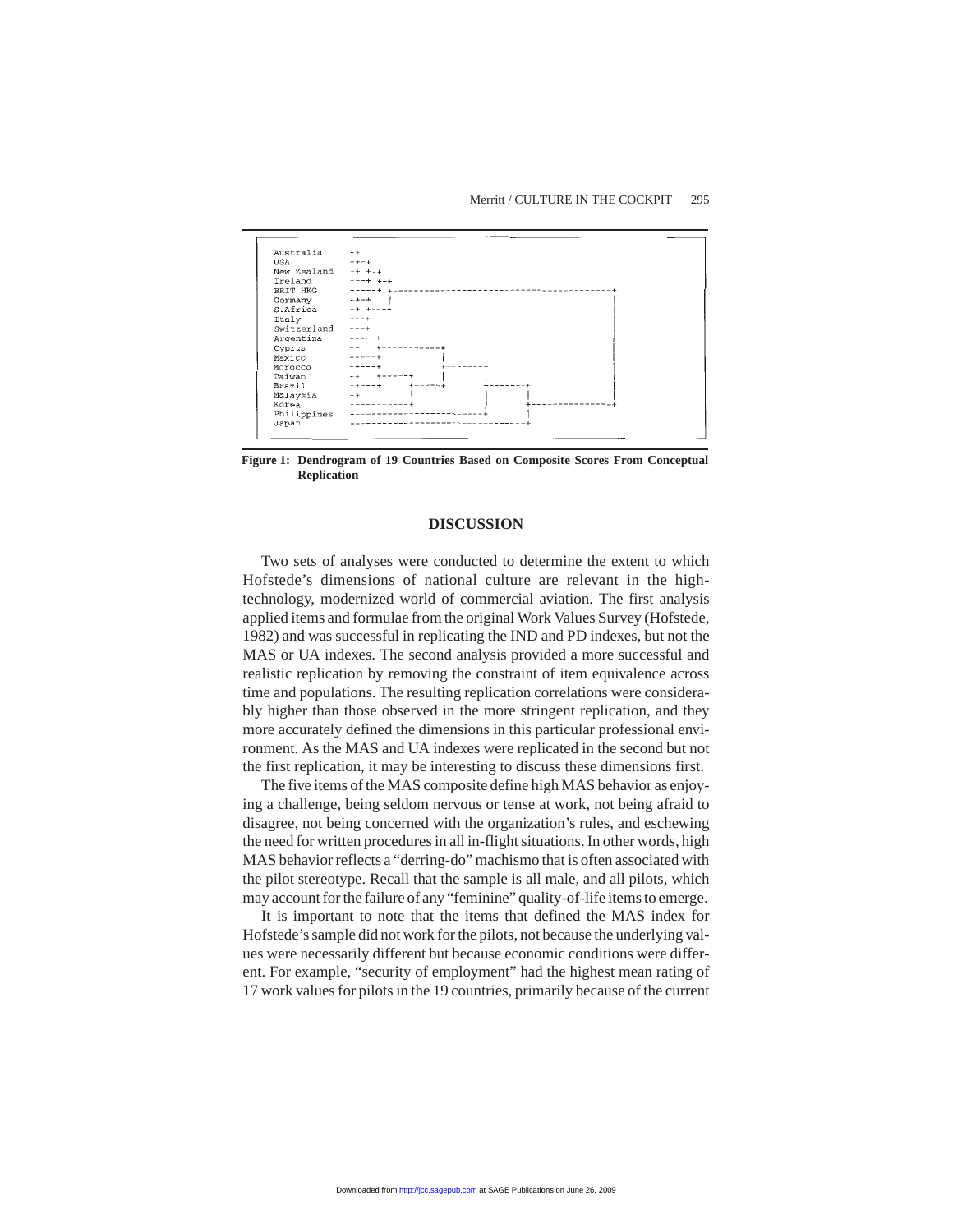```
Australia     -+
USA           -+-+
New Zealand   -+ +-+
Ireland       ---+ +-+
BRIT HKG      -----+ +------------------------------------------------+
Germany       -+-+   |                                                |
S.Africa      -+ +---+                                                |
Italy         ---+                                                    |
Switzerland   ---+                                                    |
Argentina     -+---+                                                  |
Cyprus        -+   +-----------+                                      |
Mexico        -----+           |                                      |
Morocco       -+---+           +--------+                             |
Taiwan        -+   +------+    |        |                             |
Brazil        -+---+      +----+        +-------+                     |
Malaysia      -+          |             |       |                     |
Korea         ------------+             |       +---------------------+
Philippines   --------------------------+       |
Japan         ----------------------------------+
```

**Figure 1: Dendrogram of 19 Countries Based on Composite Scores From Conceptual Replication**

## DISCUSSION

Two sets of analyses were conducted to determine the extent to which Hofstede's dimensions of national culture are relevant in the high-technology, modernized world of commercial aviation. The first analysis applied items and formulae from the original Work Values Survey (Hofstede, 1982) and was successful in replicating the IND and PD indexes, but not the MAS or UA indexes. The second analysis provided a more successful and realistic replication by removing the constraint of item equivalence across time and populations. The resulting replication correlations were considerably higher than those observed in the more stringent replication, and they more accurately defined the dimensions in this particular professional environment. As the MAS and UA indexes were replicated in the second but not the first replication, it may be interesting to discuss these dimensions first.

The five items of the MAS composite define high MAS behavior as enjoying a challenge, being seldom nervous or tense at work, not being afraid to disagree, not being concerned with the organization's rules, and eschewing the need for written procedures in all in-flight situations. In other words, high MAS behavior reflects a "derring-do" machismo that is often associated with the pilot stereotype. Recall that the sample is all male, and all pilots, which may account for the failure of any "feminine" quality-of-life items to emerge.

It is important to note that the items that defined the MAS index for Hofstede's sample did not work for the pilots, not because the underlying values were necessarily different but because economic conditions were different. For example, "security of employment" had the highest mean rating of 17 work values for pilots in the 19 countries, primarily because of the current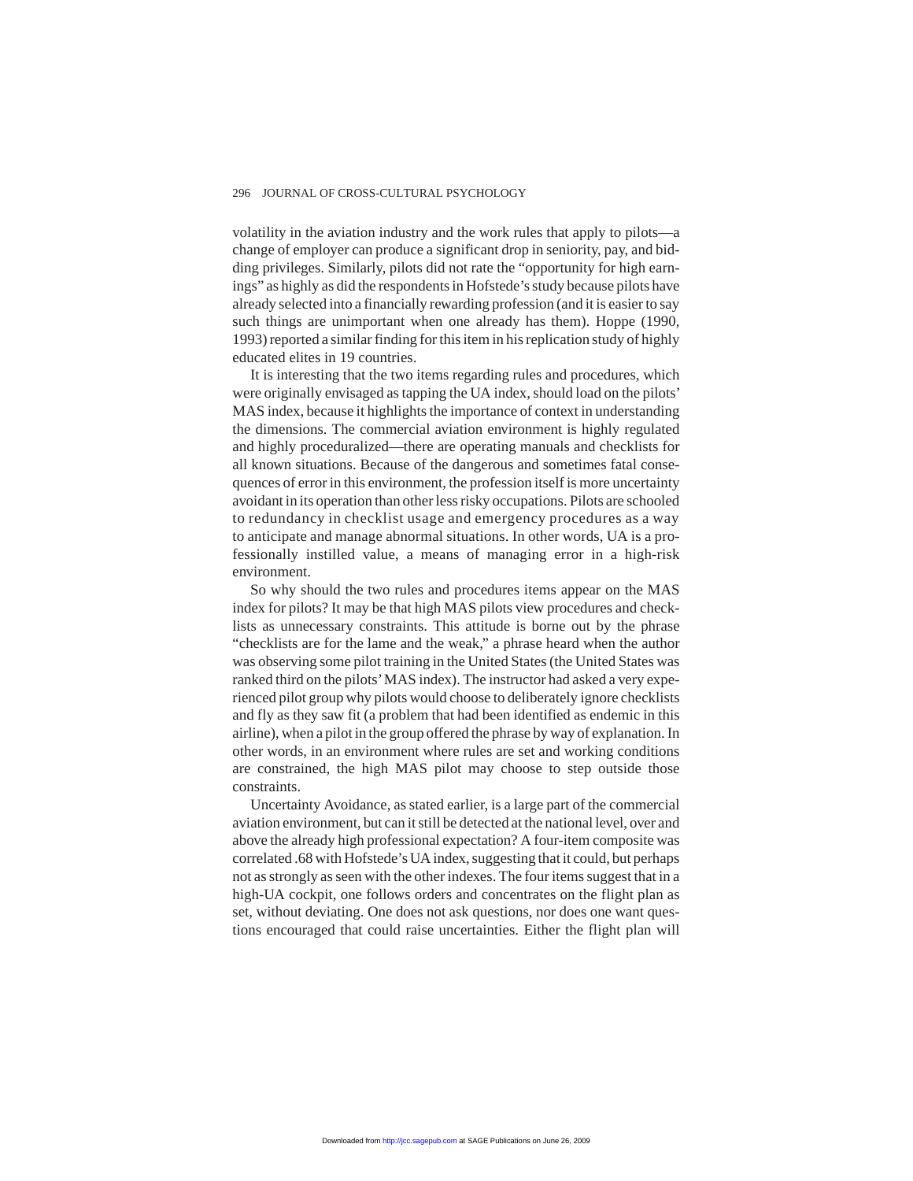volatility in the aviation industry and the work rules that apply to pilots—a change of employer can produce a significant drop in seniority, pay, and bidding privileges. Similarly, pilots did not rate the "opportunity for high earnings" as highly as did the respondents in Hofstede's study because pilots have already selected into a financially rewarding profession (and it is easier to say such things are unimportant when one already has them). Hoppe (1990, 1993) reported a similar finding for this item in his replication study of highly educated elites in 19 countries.

It is interesting that the two items regarding rules and procedures, which were originally envisaged as tapping the UA index, should load on the pilots' MAS index, because it highlights the importance of context in understanding the dimensions. The commercial aviation environment is highly regulated and highly proceduralized—there are operating manuals and checklists for all known situations. Because of the dangerous and sometimes fatal consequences of error in this environment, the profession itself is more uncertainty avoidant in its operation than other less risky occupations. Pilots are schooled to redundancy in checklist usage and emergency procedures as a way to anticipate and manage abnormal situations. In other words, UA is a professionally instilled value, a means of managing error in a high-risk environment.

So why should the two rules and procedures items appear on the MAS index for pilots? It may be that high MAS pilots view procedures and checklists as unnecessary constraints. This attitude is borne out by the phrase "checklists are for the lame and the weak," a phrase heard when the author was observing some pilot training in the United States (the United States was ranked third on the pilots' MAS index). The instructor had asked a very experienced pilot group why pilots would choose to deliberately ignore checklists and fly as they saw fit (a problem that had been identified as endemic in this airline), when a pilot in the group offered the phrase by way of explanation. In other words, in an environment where rules are set and working conditions are constrained, the high MAS pilot may choose to step outside those constraints.

Uncertainty Avoidance, as stated earlier, is a large part of the commercial aviation environment, but can it still be detected at the national level, over and above the already high professional expectation? A four-item composite was correlated .68 with Hofstede's UA index, suggesting that it could, but perhaps not as strongly as seen with the other indexes. The four items suggest that in a high-UA cockpit, one follows orders and concentrates on the flight plan as set, without deviating. One does not ask questions, nor does one want questions encouraged that could raise uncertainties. Either the flight plan will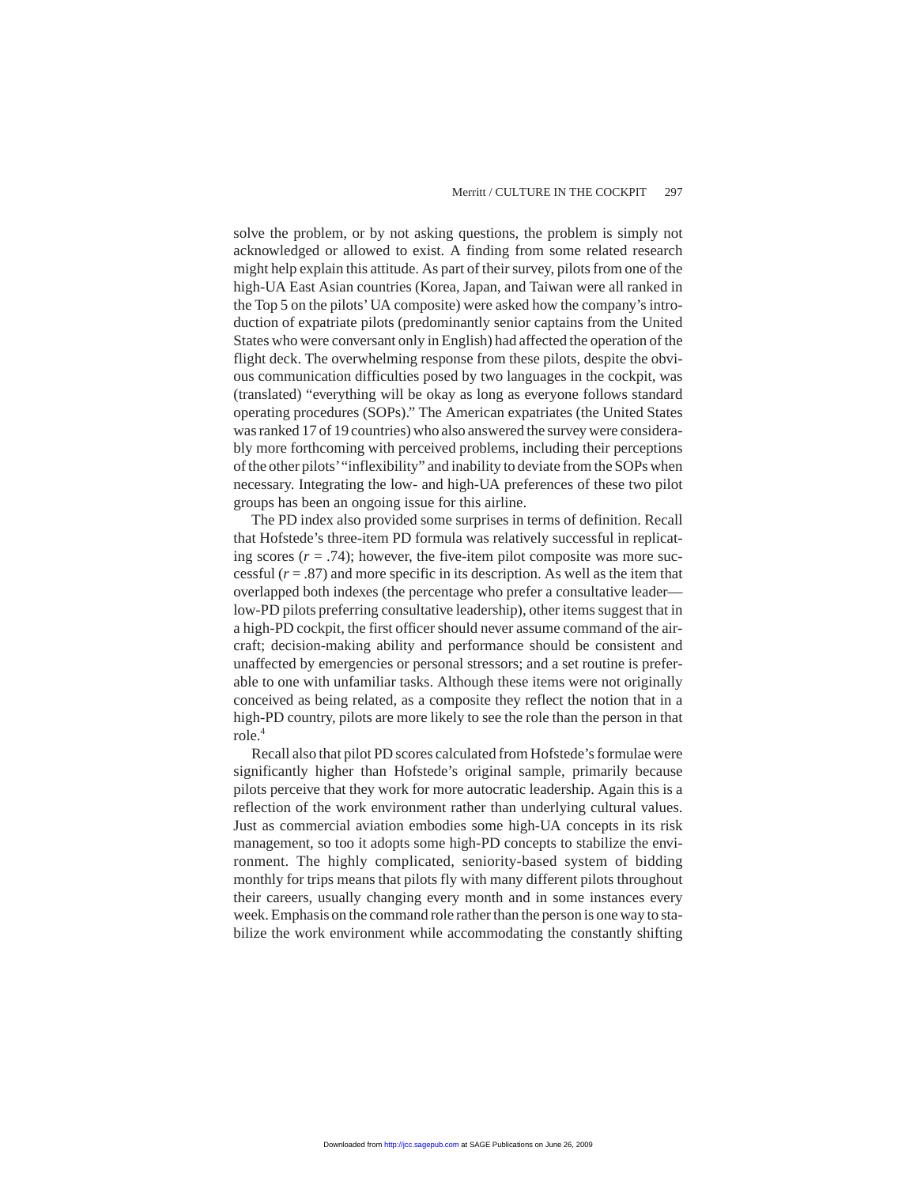solve the problem, or by not asking questions, the problem is simply not acknowledged or allowed to exist. A finding from some related research might help explain this attitude. As part of their survey, pilots from one of the high-UA East Asian countries (Korea, Japan, and Taiwan were all ranked in the Top 5 on the pilots' UA composite) were asked how the company's introduction of expatriate pilots (predominantly senior captains from the United States who were conversant only in English) had affected the operation of the flight deck. The overwhelming response from these pilots, despite the obvious communication difficulties posed by two languages in the cockpit, was (translated) "everything will be okay as long as everyone follows standard operating procedures (SOPs)." The American expatriates (the United States was ranked 17 of 19 countries) who also answered the survey were considerably more forthcoming with perceived problems, including their perceptions of the other pilots' "inflexibility" and inability to deviate from the SOPs when necessary. Integrating the low- and high-UA preferences of these two pilot groups has been an ongoing issue for this airline.

The PD index also provided some surprises in terms of definition. Recall that Hofstede's three-item PD formula was relatively successful in replicating scores ($r = .74$); however, the five-item pilot composite was more successful ($r = .87$) and more specific in its description. As well as the item that overlapped both indexes (the percentage who prefer a consultative leader—low-PD pilots preferring consultative leadership), other items suggest that in a high-PD cockpit, the first officer should never assume command of the aircraft; decision-making ability and performance should be consistent and unaffected by emergencies or personal stressors; and a set routine is preferable to one with unfamiliar tasks. Although these items were not originally conceived as being related, as a composite they reflect the notion that in a high-PD country, pilots are more likely to see the role than the person in that role.[4]

Recall also that pilot PD scores calculated from Hofstede's formulae were significantly higher than Hofstede's original sample, primarily because pilots perceive that they work for more autocratic leadership. Again this is a reflection of the work environment rather than underlying cultural values. Just as commercial aviation embodies some high-UA concepts in its risk management, so too it adopts some high-PD concepts to stabilize the environment. The highly complicated, seniority-based system of bidding monthly for trips means that pilots fly with many different pilots throughout their careers, usually changing every month and in some instances every week. Emphasis on the command role rather than the person is one way to stabilize the work environment while accommodating the constantly shifting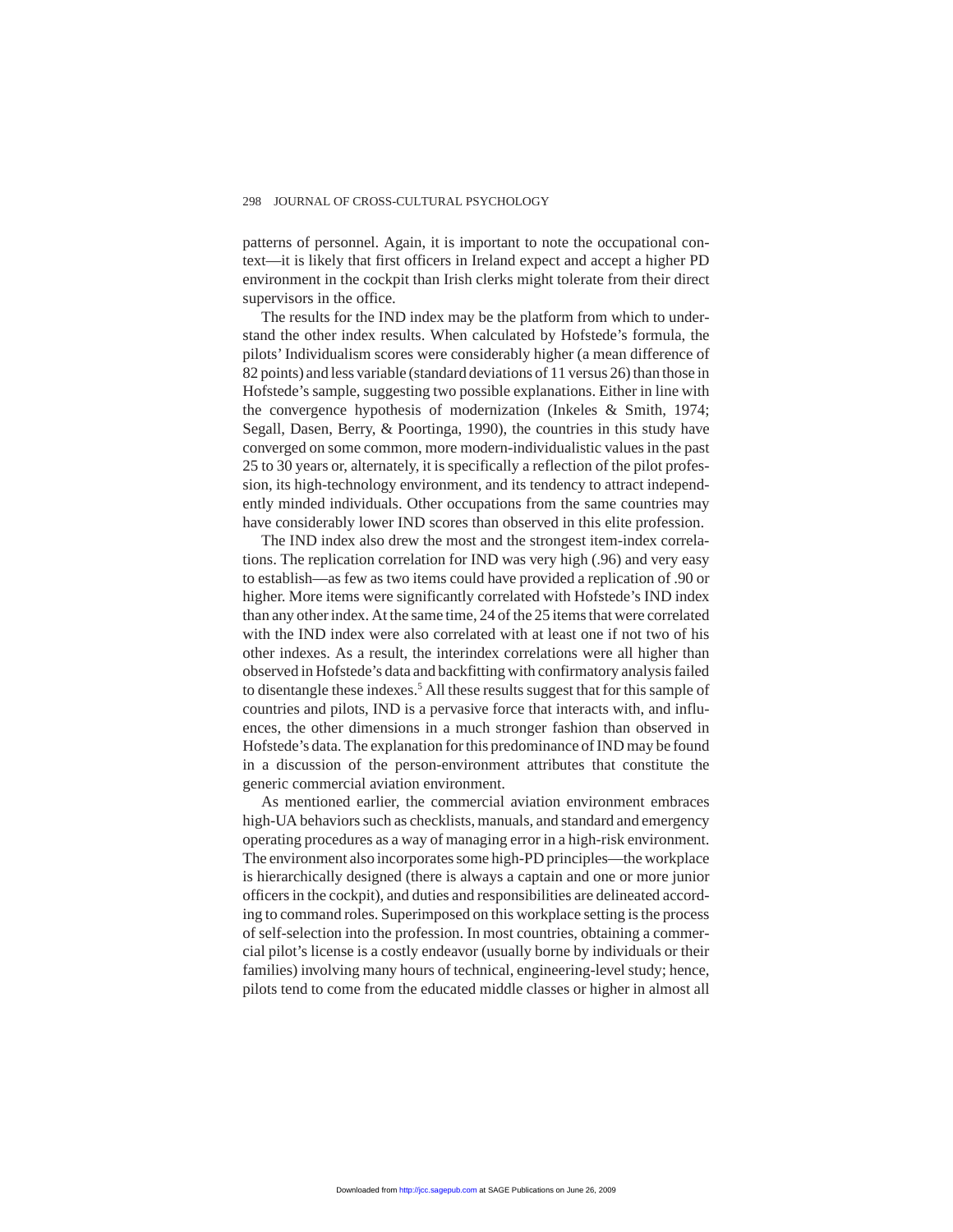patterns of personnel. Again, it is important to note the occupational context—it is likely that first officers in Ireland expect and accept a higher PD environment in the cockpit than Irish clerks might tolerate from their direct supervisors in the office.

The results for the IND index may be the platform from which to understand the other index results. When calculated by Hofstede's formula, the pilots' Individualism scores were considerably higher (a mean difference of 82 points) and less variable (standard deviations of 11 versus 26) than those in Hofstede's sample, suggesting two possible explanations. Either in line with the convergence hypothesis of modernization (Inkeles & Smith, 1974; Segall, Dasen, Berry, & Poortinga, 1990), the countries in this study have converged on some common, more modern-individualistic values in the past 25 to 30 years or, alternately, it is specifically a reflection of the pilot profession, its high-technology environment, and its tendency to attract independently minded individuals. Other occupations from the same countries may have considerably lower IND scores than observed in this elite profession.

The IND index also drew the most and the strongest item-index correlations. The replication correlation for IND was very high (.96) and very easy to establish—as few as two items could have provided a replication of .90 or higher. More items were significantly correlated with Hofstede's IND index than any other index. At the same time, 24 of the 25 items that were correlated with the IND index were also correlated with at least one if not two of his other indexes. As a result, the interindex correlations were all higher than observed in Hofstede's data and backfitting with confirmatory analysis failed to disentangle these indexes.[5] All these results suggest that for this sample of countries and pilots, IND is a pervasive force that interacts with, and influences, the other dimensions in a much stronger fashion than observed in Hofstede's data. The explanation for this predominance of IND may be found in a discussion of the person-environment attributes that constitute the generic commercial aviation environment.

As mentioned earlier, the commercial aviation environment embraces high-UA behaviors such as checklists, manuals, and standard and emergency operating procedures as a way of managing error in a high-risk environment. The environment also incorporates some high-PD principles—the workplace is hierarchically designed (there is always a captain and one or more junior officers in the cockpit), and duties and responsibilities are delineated according to command roles. Superimposed on this workplace setting is the process of self-selection into the profession. In most countries, obtaining a commercial pilot's license is a costly endeavor (usually borne by individuals or their families) involving many hours of technical, engineering-level study; hence, pilots tend to come from the educated middle classes or higher in almost all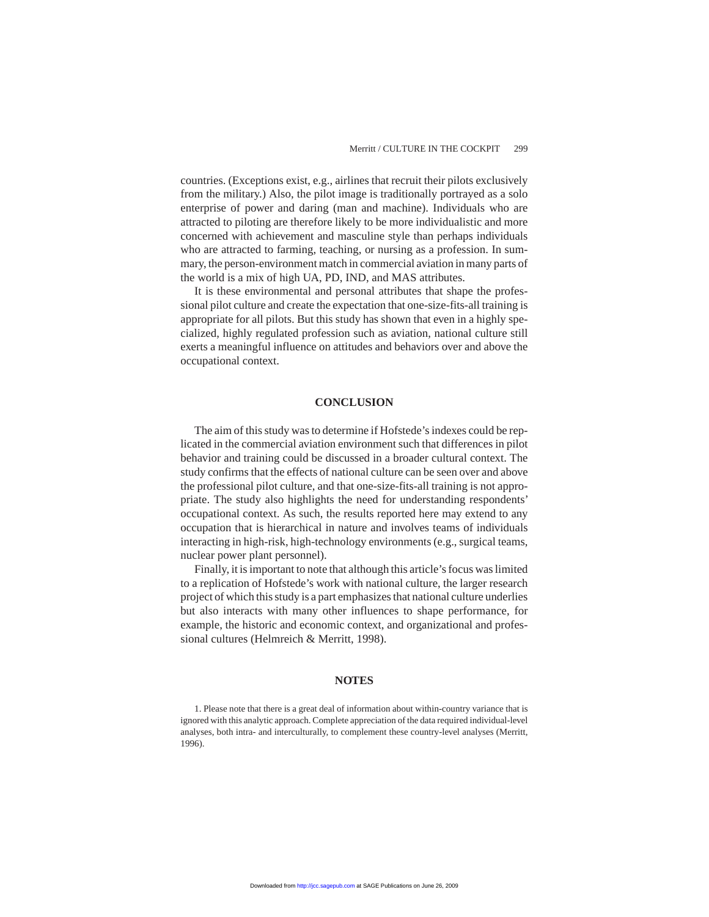countries. (Exceptions exist, e.g., airlines that recruit their pilots exclusively from the military.) Also, the pilot image is traditionally portrayed as a solo enterprise of power and daring (man and machine). Individuals who are attracted to piloting are therefore likely to be more individualistic and more concerned with achievement and masculine style than perhaps individuals who are attracted to farming, teaching, or nursing as a profession. In summary, the person-environment match in commercial aviation in many parts of the world is a mix of high UA, PD, IND, and MAS attributes.

It is these environmental and personal attributes that shape the professional pilot culture and create the expectation that one-size-fits-all training is appropriate for all pilots. But this study has shown that even in a highly specialized, highly regulated profession such as aviation, national culture still exerts a meaningful influence on attitudes and behaviors over and above the occupational context.

## CONCLUSION

The aim of this study was to determine if Hofstede's indexes could be replicated in the commercial aviation environment such that differences in pilot behavior and training could be discussed in a broader cultural context. The study confirms that the effects of national culture can be seen over and above the professional pilot culture, and that one-size-fits-all training is not appropriate. The study also highlights the need for understanding respondents' occupational context. As such, the results reported here may extend to any occupation that is hierarchical in nature and involves teams of individuals interacting in high-risk, high-technology environments (e.g., surgical teams, nuclear power plant personnel).

Finally, it is important to note that although this article's focus was limited to a replication of Hofstede's work with national culture, the larger research project of which this study is a part emphasizes that national culture underlies but also interacts with many other influences to shape performance, for example, the historic and economic context, and organizational and professional cultures (Helmreich & Merritt, 1998).

## NOTES

1. Please note that there is a great deal of information about within-country variance that is ignored with this analytic approach. Complete appreciation of the data required individual-level analyses, both intra- and interculturally, to complement these country-level analyses (Merritt, 1996).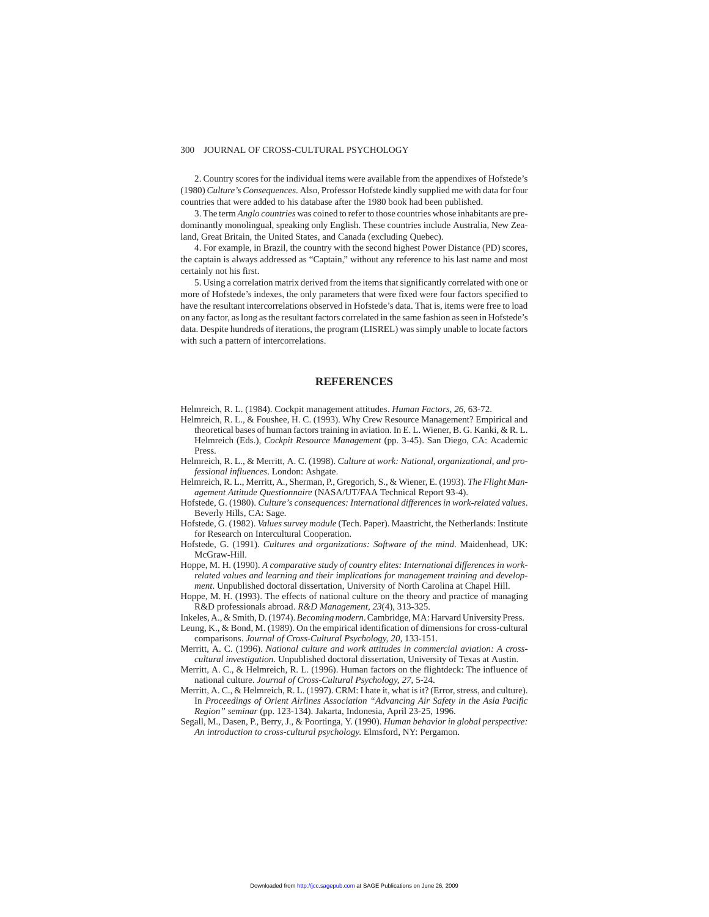2. Country scores for the individual items were available from the appendixes of Hofstede's (1980) *Culture's Consequences*. Also, Professor Hofstede kindly supplied me with data for four countries that were added to his database after the 1980 book had been published.

3. The term *Anglo countries* was coined to refer to those countries whose inhabitants are predominantly monolingual, speaking only English. These countries include Australia, New Zealand, Great Britain, the United States, and Canada (excluding Quebec).

4. For example, in Brazil, the country with the second highest Power Distance (PD) scores, the captain is always addressed as "Captain," without any reference to his last name and most certainly not his first.

5. Using a correlation matrix derived from the items that significantly correlated with one or more of Hofstede's indexes, the only parameters that were fixed were four factors specified to have the resultant intercorrelations observed in Hofstede's data. That is, items were free to load on any factor, as long as the resultant factors correlated in the same fashion as seen in Hofstede's data. Despite hundreds of iterations, the program (LISREL) was simply unable to locate factors with such a pattern of intercorrelations.

## REFERENCES

Helmreich, R. L. (1984). Cockpit management attitudes. *Human Factors*, *26*, 63-72.

Helmreich, R. L., & Foushee, H. C. (1993). Why Crew Resource Management? Empirical and theoretical bases of human factors training in aviation. In E. L. Wiener, B. G. Kanki, & R. L. Helmreich (Eds.), *Cockpit Resource Management* (pp. 3-45). San Diego, CA: Academic Press.

Helmreich, R. L., & Merritt, A. C. (1998). *Culture at work: National, organizational, and professional influences*. London: Ashgate.

Helmreich, R. L., Merritt, A., Sherman, P., Gregorich, S., & Wiener, E. (1993). *The Flight Management Attitude Questionnaire* (NASA/UT/FAA Technical Report 93-4).

Hofstede, G. (1980). *Culture's consequences: International differences in work-related values*. Beverly Hills, CA: Sage.

Hofstede, G. (1982). *Values survey module* (Tech. Paper). Maastricht, the Netherlands: Institute for Research on Intercultural Cooperation.

Hofstede, G. (1991). *Cultures and organizations: Software of the mind*. Maidenhead, UK: McGraw-Hill.

Hoppe, M. H. (1990). *A comparative study of country elites: International differences in work-related values and learning and their implications for management training and development*. Unpublished doctoral dissertation, University of North Carolina at Chapel Hill.

Hoppe, M. H. (1993). The effects of national culture on the theory and practice of managing R&D professionals abroad. *R&D Management*, *23*(4), 313-325.

Inkeles, A., & Smith, D. (1974). *Becoming modern*. Cambridge, MA: Harvard University Press.

Leung, K., & Bond, M. (1989). On the empirical identification of dimensions for cross-cultural comparisons. *Journal of Cross-Cultural Psychology*, *20*, 133-151.

Merritt, A. C. (1996). *National culture and work attitudes in commercial aviation: A cross-cultural investigation*. Unpublished doctoral dissertation, University of Texas at Austin.

Merritt, A. C., & Helmreich, R. L. (1996). Human factors on the flightdeck: The influence of national culture. *Journal of Cross-Cultural Psychology*, *27*, 5-24.

Merritt, A. C., & Helmreich, R. L. (1997). CRM: I hate it, what is it? (Error, stress, and culture). In *Proceedings of Orient Airlines Association "Advancing Air Safety in the Asia Pacific Region" seminar* (pp. 123-134). Jakarta, Indonesia, April 23-25, 1996.

Segall, M., Dasen, P., Berry, J., & Poortinga, Y. (1990). *Human behavior in global perspective: An introduction to cross-cultural psychology*. Elmsford, NY: Pergamon.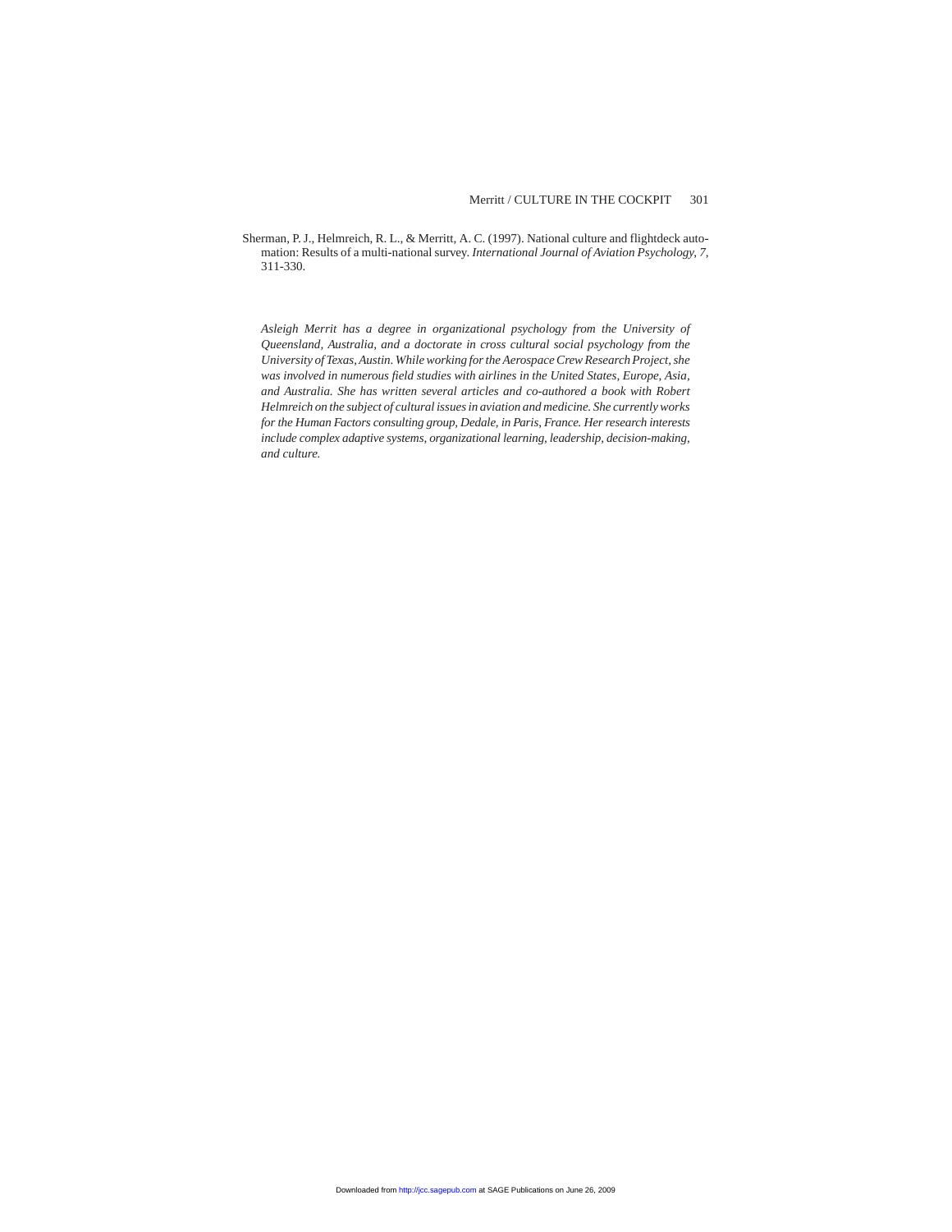Sherman, P. J., Helmreich, R. L., & Merritt, A. C. (1997). National culture and flightdeck automation: Results of a multi-national survey. *International Journal of Aviation Psychology, 7*, 311-330.

*Asleigh Merrit has a degree in organizational psychology from the University of Queensland, Australia, and a doctorate in cross cultural social psychology from the University of Texas, Austin. While working for the Aerospace Crew Research Project, she was involved in numerous field studies with airlines in the United States, Europe, Asia, and Australia. She has written several articles and co-authored a book with Robert Helmreich on the subject of cultural issues in aviation and medicine. She currently works for the Human Factors consulting group, Dedale, in Paris, France. Her research interests include complex adaptive systems, organizational learning, leadership, decision-making, and culture.*